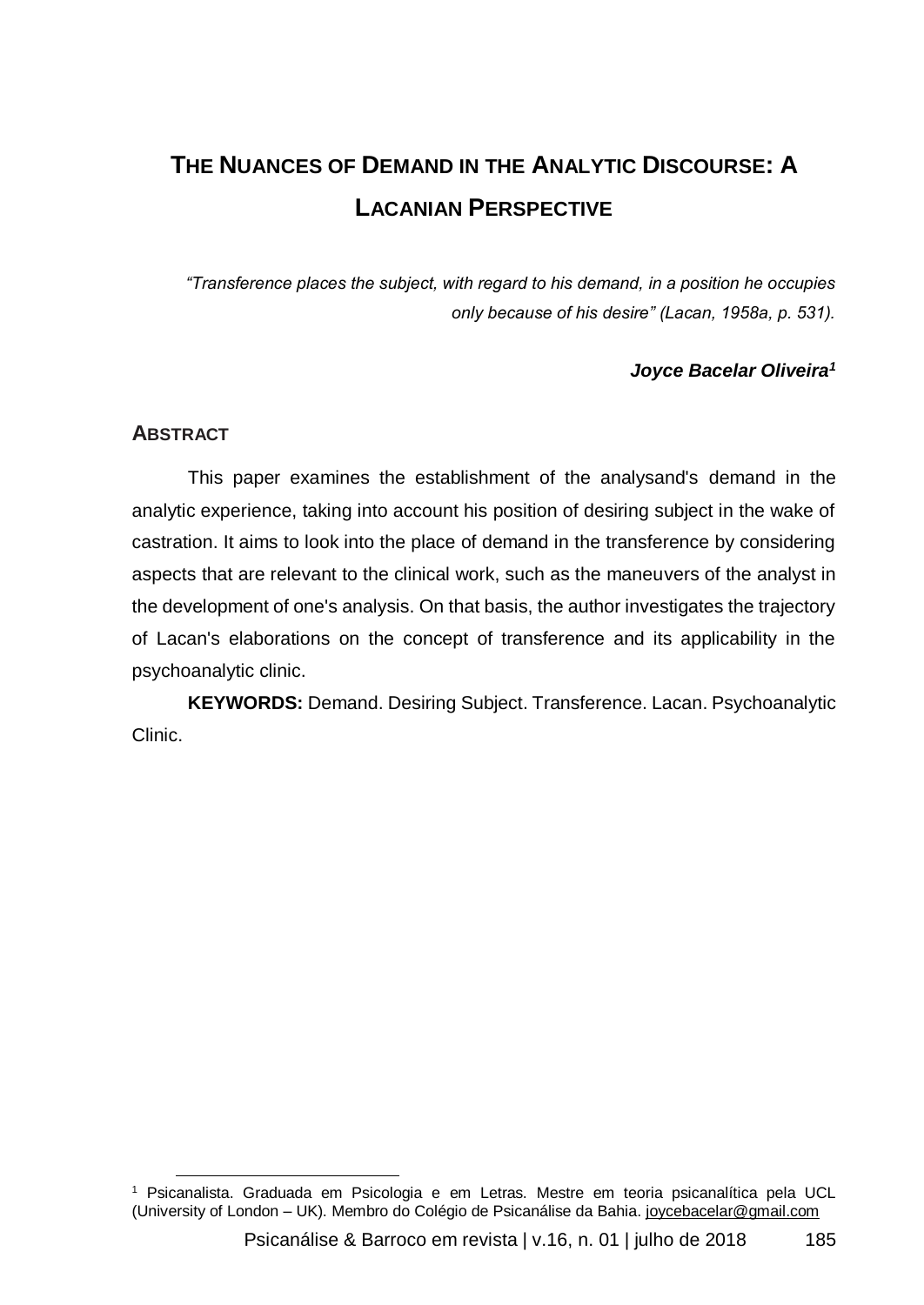# The Nuances of Demand in the Analytic Discourse: A Lacanian Perspective

*"Transference places the subject, with regard to his demand, in a position he occupies only because of his desire" (Lacan, 1958a, p. 531).*

***Joyce Bacelar Oliveira*[1]**

## Abstract

This paper examines the establishment of the analysand's demand in the analytic experience, taking into account his position of desiring subject in the wake of castration. It aims to look into the place of demand in the transference by considering aspects that are relevant to the clinical work, such as the maneuvers of the analyst in the development of one's analysis. On that basis, the author investigates the trajectory of Lacan's elaborations on the concept of transference and its applicability in the psychoanalytic clinic.

**KEYWORDS:** Demand. Desiring Subject. Transference. Lacan. Psychoanalytic Clinic.

[1] Psicanalista. Graduada em Psicologia e em Letras. Mestre em teoria psicanalítica pela UCL (University of London – UK). Membro do Colégio de Psicanálise da Bahia. joycebacelar@gmail.com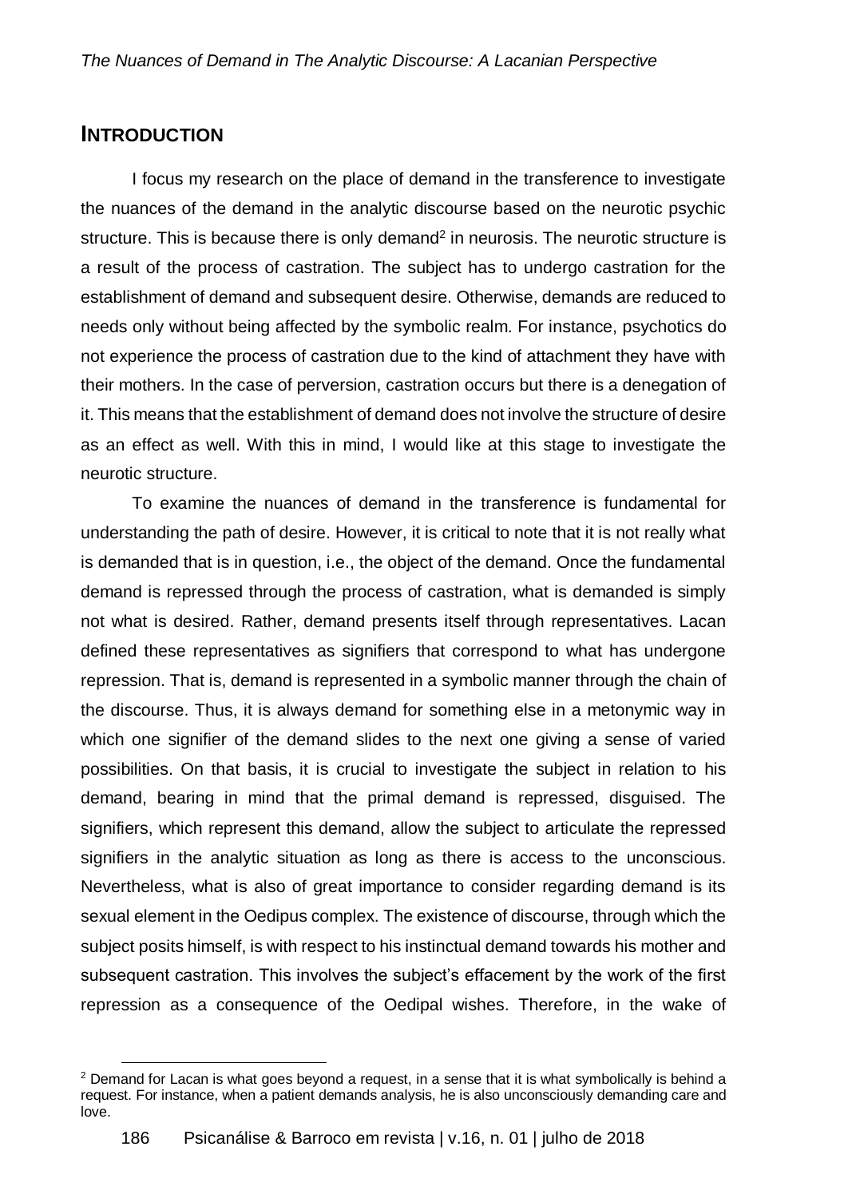## INTRODUCTION

I focus my research on the place of demand in the transference to investigate the nuances of the demand in the analytic discourse based on the neurotic psychic structure. This is because there is only demand[2] in neurosis. The neurotic structure is a result of the process of castration. The subject has to undergo castration for the establishment of demand and subsequent desire. Otherwise, demands are reduced to needs only without being affected by the symbolic realm. For instance, psychotics do not experience the process of castration due to the kind of attachment they have with their mothers. In the case of perversion, castration occurs but there is a denegation of it. This means that the establishment of demand does not involve the structure of desire as an effect as well. With this in mind, I would like at this stage to investigate the neurotic structure.

To examine the nuances of demand in the transference is fundamental for understanding the path of desire. However, it is critical to note that it is not really what is demanded that is in question, i.e., the object of the demand. Once the fundamental demand is repressed through the process of castration, what is demanded is simply not what is desired. Rather, demand presents itself through representatives. Lacan defined these representatives as signifiers that correspond to what has undergone repression. That is, demand is represented in a symbolic manner through the chain of the discourse. Thus, it is always demand for something else in a metonymic way in which one signifier of the demand slides to the next one giving a sense of varied possibilities. On that basis, it is crucial to investigate the subject in relation to his demand, bearing in mind that the primal demand is repressed, disguised. The signifiers, which represent this demand, allow the subject to articulate the repressed signifiers in the analytic situation as long as there is access to the unconscious. Nevertheless, what is also of great importance to consider regarding demand is its sexual element in the Oedipus complex. The existence of discourse, through which the subject posits himself, is with respect to his instinctual demand towards his mother and subsequent castration. This involves the subject's effacement by the work of the first repression as a consequence of the Oedipal wishes. Therefore, in the wake of

[2] Demand for Lacan is what goes beyond a request, in a sense that it is what symbolically is behind a request. For instance, when a patient demands analysis, he is also unconsciously demanding care and love.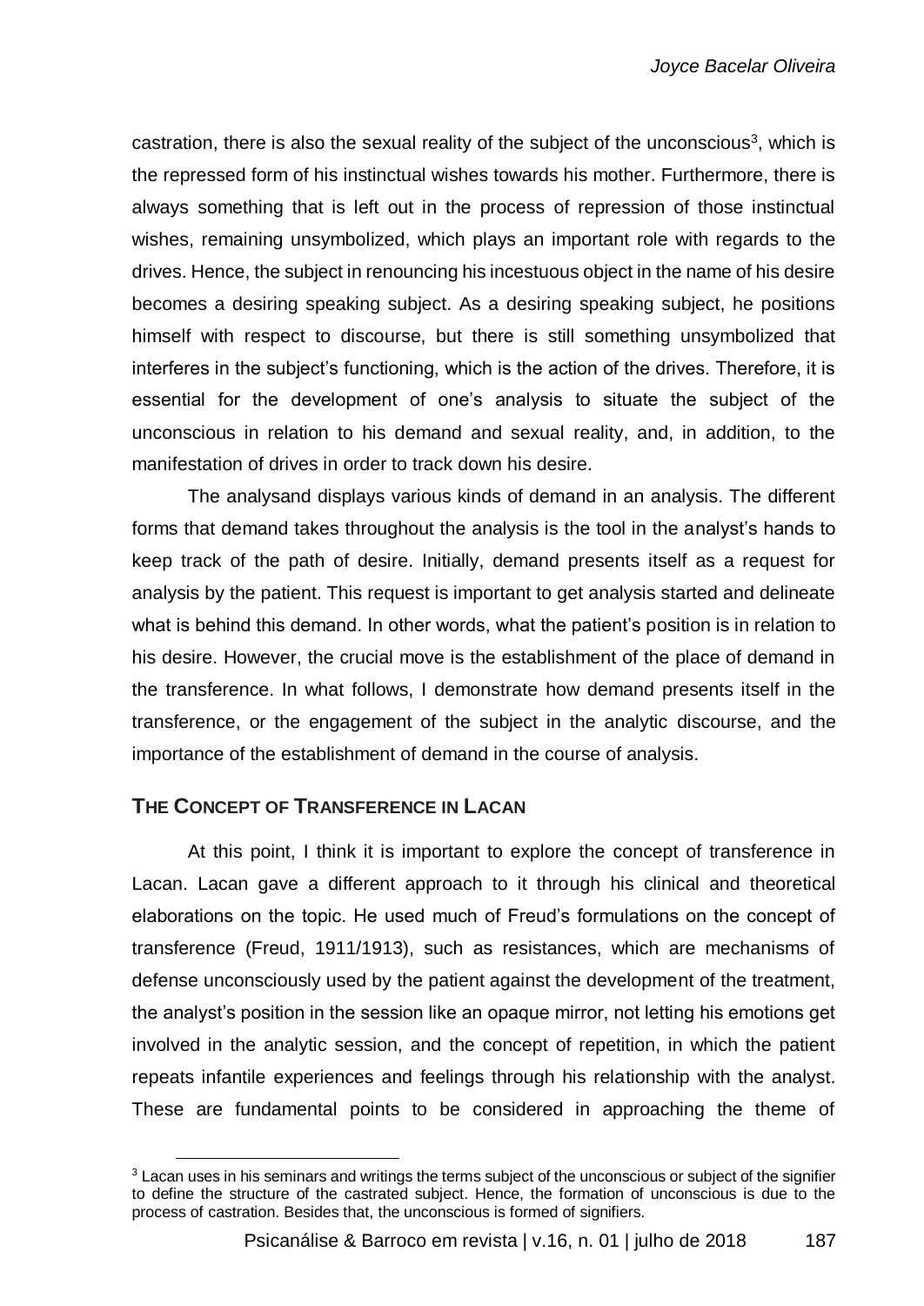castration, there is also the sexual reality of the subject of the unconscious[3], which is the repressed form of his instinctual wishes towards his mother. Furthermore, there is always something that is left out in the process of repression of those instinctual wishes, remaining unsymbolized, which plays an important role with regards to the drives. Hence, the subject in renouncing his incestuous object in the name of his desire becomes a desiring speaking subject. As a desiring speaking subject, he positions himself with respect to discourse, but there is still something unsymbolized that interferes in the subject's functioning, which is the action of the drives. Therefore, it is essential for the development of one's analysis to situate the subject of the unconscious in relation to his demand and sexual reality, and, in addition, to the manifestation of drives in order to track down his desire.

The analysand displays various kinds of demand in an analysis. The different forms that demand takes throughout the analysis is the tool in the analyst's hands to keep track of the path of desire. Initially, demand presents itself as a request for analysis by the patient. This request is important to get analysis started and delineate what is behind this demand. In other words, what the patient's position is in relation to his desire. However, the crucial move is the establishment of the place of demand in the transference. In what follows, I demonstrate how demand presents itself in the transference, or the engagement of the subject in the analytic discourse, and the importance of the establishment of demand in the course of analysis.

## THE CONCEPT OF TRANSFERENCE IN LACAN

At this point, I think it is important to explore the concept of transference in Lacan. Lacan gave a different approach to it through his clinical and theoretical elaborations on the topic. He used much of Freud's formulations on the concept of transference (Freud, 1911/1913), such as resistances, which are mechanisms of defense unconsciously used by the patient against the development of the treatment, the analyst's position in the session like an opaque mirror, not letting his emotions get involved in the analytic session, and the concept of repetition, in which the patient repeats infantile experiences and feelings through his relationship with the analyst. These are fundamental points to be considered in approaching the theme of

---

[3] Lacan uses in his seminars and writings the terms subject of the unconscious or subject of the signifier to define the structure of the castrated subject. Hence, the formation of unconscious is due to the process of castration. Besides that, the unconscious is formed of signifiers.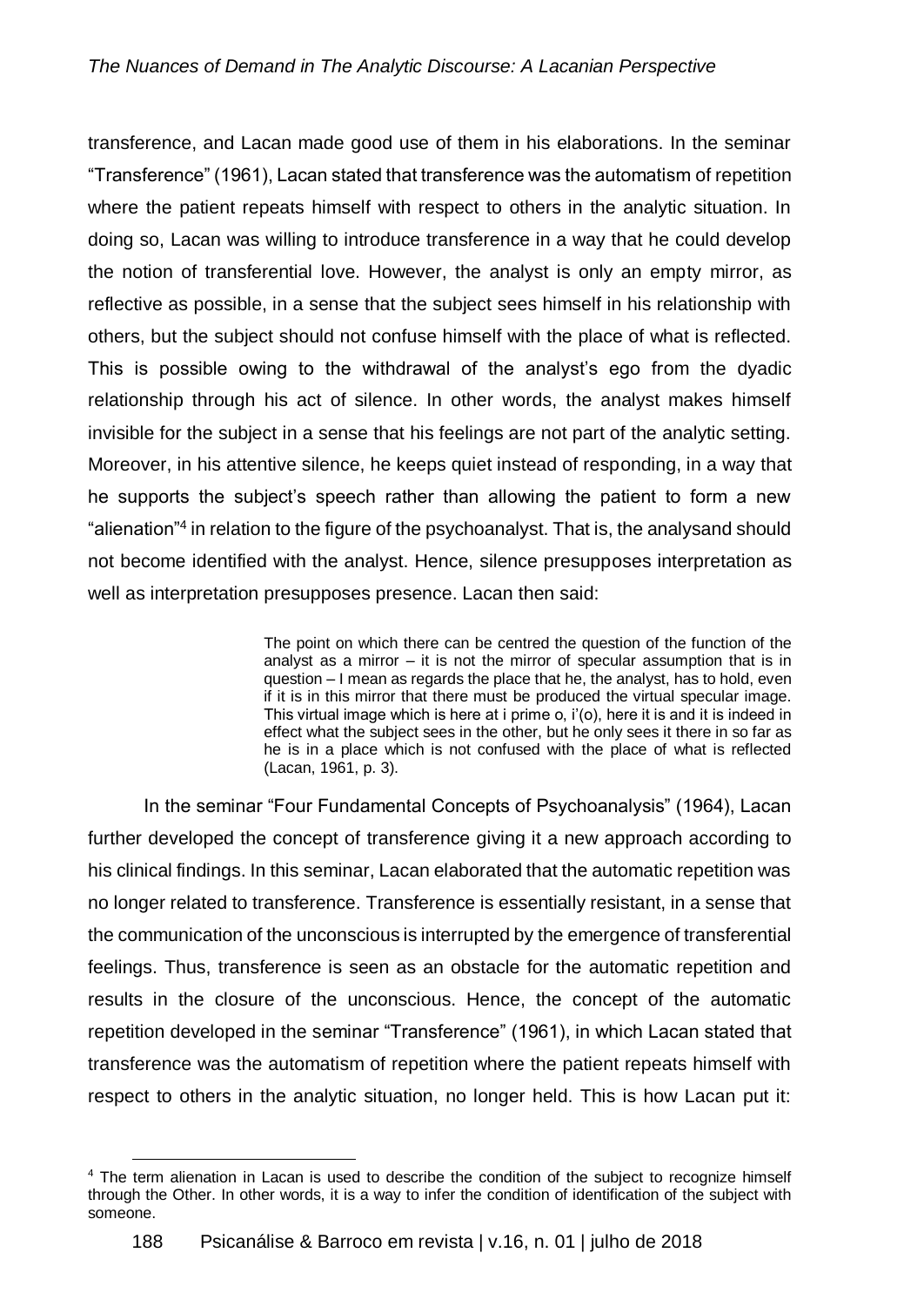transference, and Lacan made good use of them in his elaborations. In the seminar "Transference" (1961), Lacan stated that transference was the automatism of repetition where the patient repeats himself with respect to others in the analytic situation. In doing so, Lacan was willing to introduce transference in a way that he could develop the notion of transferential love. However, the analyst is only an empty mirror, as reflective as possible, in a sense that the subject sees himself in his relationship with others, but the subject should not confuse himself with the place of what is reflected. This is possible owing to the withdrawal of the analyst's ego from the dyadic relationship through his act of silence. In other words, the analyst makes himself invisible for the subject in a sense that his feelings are not part of the analytic setting. Moreover, in his attentive silence, he keeps quiet instead of responding, in a way that he supports the subject's speech rather than allowing the patient to form a new "alienation"[4] in relation to the figure of the psychoanalyst. That is, the analysand should not become identified with the analyst. Hence, silence presupposes interpretation as well as interpretation presupposes presence. Lacan then said:

> The point on which there can be centred the question of the function of the analyst as a mirror – it is not the mirror of specular assumption that is in question – I mean as regards the place that he, the analyst, has to hold, even if it is in this mirror that there must be produced the virtual specular image. This virtual image which is here at i prime o, i'(o), here it is and it is indeed in effect what the subject sees in the other, but he only sees it there in so far as he is in a place which is not confused with the place of what is reflected (Lacan, 1961, p. 3).

In the seminar "Four Fundamental Concepts of Psychoanalysis" (1964), Lacan further developed the concept of transference giving it a new approach according to his clinical findings. In this seminar, Lacan elaborated that the automatic repetition was no longer related to transference. Transference is essentially resistant, in a sense that the communication of the unconscious is interrupted by the emergence of transferential feelings. Thus, transference is seen as an obstacle for the automatic repetition and results in the closure of the unconscious. Hence, the concept of the automatic repetition developed in the seminar "Transference" (1961), in which Lacan stated that transference was the automatism of repetition where the patient repeats himself with respect to others in the analytic situation, no longer held. This is how Lacan put it:

[4] The term alienation in Lacan is used to describe the condition of the subject to recognize himself through the Other. In other words, it is a way to infer the condition of identification of the subject with someone.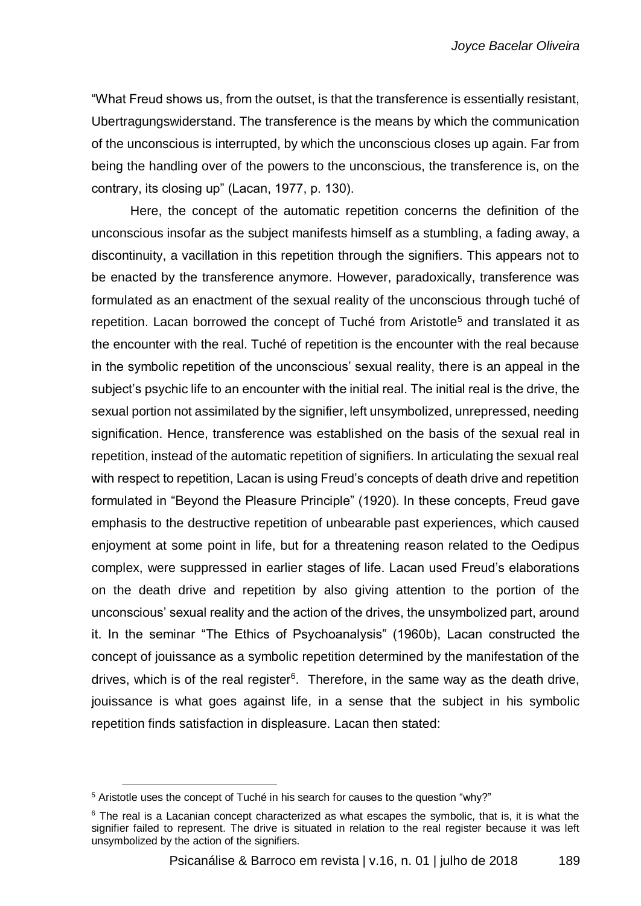"What Freud shows us, from the outset, is that the transference is essentially resistant, Ubertragungswiderstand. The transference is the means by which the communication of the unconscious is interrupted, by which the unconscious closes up again. Far from being the handling over of the powers to the unconscious, the transference is, on the contrary, its closing up" (Lacan, 1977, p. 130).

Here, the concept of the automatic repetition concerns the definition of the unconscious insofar as the subject manifests himself as a stumbling, a fading away, a discontinuity, a vacillation in this repetition through the signifiers. This appears not to be enacted by the transference anymore. However, paradoxically, transference was formulated as an enactment of the sexual reality of the unconscious through tuché of repetition. Lacan borrowed the concept of Tuché from Aristotle[5] and translated it as the encounter with the real. Tuché of repetition is the encounter with the real because in the symbolic repetition of the unconscious' sexual reality, there is an appeal in the subject's psychic life to an encounter with the initial real. The initial real is the drive, the sexual portion not assimilated by the signifier, left unsymbolized, unrepressed, needing signification. Hence, transference was established on the basis of the sexual real in repetition, instead of the automatic repetition of signifiers. In articulating the sexual real with respect to repetition, Lacan is using Freud's concepts of death drive and repetition formulated in "Beyond the Pleasure Principle" (1920). In these concepts, Freud gave emphasis to the destructive repetition of unbearable past experiences, which caused enjoyment at some point in life, but for a threatening reason related to the Oedipus complex, were suppressed in earlier stages of life. Lacan used Freud's elaborations on the death drive and repetition by also giving attention to the portion of the unconscious' sexual reality and the action of the drives, the unsymbolized part, around it. In the seminar "The Ethics of Psychoanalysis" (1960b), Lacan constructed the concept of jouissance as a symbolic repetition determined by the manifestation of the drives, which is of the real register[6]. Therefore, in the same way as the death drive, jouissance is what goes against life, in a sense that the subject in his symbolic repetition finds satisfaction in displeasure. Lacan then stated:

---

[5] Aristotle uses the concept of Tuché in his search for causes to the question "why?"

[6] The real is a Lacanian concept characterized as what escapes the symbolic, that is, it is what the signifier failed to represent. The drive is situated in relation to the real register because it was left unsymbolized by the action of the signifiers.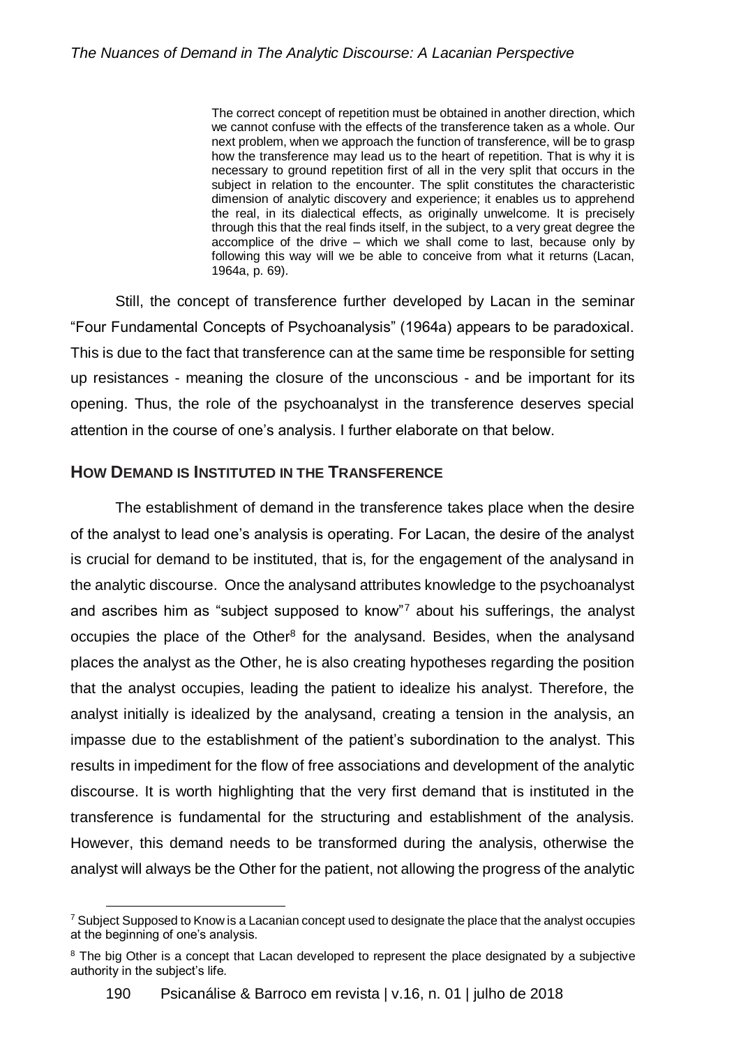> The correct concept of repetition must be obtained in another direction, which we cannot confuse with the effects of the transference taken as a whole. Our next problem, when we approach the function of transference, will be to grasp how the transference may lead us to the heart of repetition. That is why it is necessary to ground repetition first of all in the very split that occurs in the subject in relation to the encounter. The split constitutes the characteristic dimension of analytic discovery and experience; it enables us to apprehend the real, in its dialectical effects, as originally unwelcome. It is precisely through this that the real finds itself, in the subject, to a very great degree the accomplice of the drive – which we shall come to last, because only by following this way will we be able to conceive from what it returns (Lacan, 1964a, p. 69).

Still, the concept of transference further developed by Lacan in the seminar "Four Fundamental Concepts of Psychoanalysis" (1964a) appears to be paradoxical. This is due to the fact that transference can at the same time be responsible for setting up resistances - meaning the closure of the unconscious - and be important for its opening. Thus, the role of the psychoanalyst in the transference deserves special attention in the course of one's analysis. I further elaborate on that below.

## HOW DEMAND IS INSTITUTED IN THE TRANSFERENCE

The establishment of demand in the transference takes place when the desire of the analyst to lead one's analysis is operating. For Lacan, the desire of the analyst is crucial for demand to be instituted, that is, for the engagement of the analysand in the analytic discourse. Once the analysand attributes knowledge to the psychoanalyst and ascribes him as "subject supposed to know"[7] about his sufferings, the analyst occupies the place of the Other[8] for the analysand. Besides, when the analysand places the analyst as the Other, he is also creating hypotheses regarding the position that the analyst occupies, leading the patient to idealize his analyst. Therefore, the analyst initially is idealized by the analysand, creating a tension in the analysis, an impasse due to the establishment of the patient's subordination to the analyst. This results in impediment for the flow of free associations and development of the analytic discourse. It is worth highlighting that the very first demand that is instituted in the transference is fundamental for the structuring and establishment of the analysis. However, this demand needs to be transformed during the analysis, otherwise the analyst will always be the Other for the patient, not allowing the progress of the analytic

[7] Subject Supposed to Know is a Lacanian concept used to designate the place that the analyst occupies at the beginning of one's analysis.

[8] The big Other is a concept that Lacan developed to represent the place designated by a subjective authority in the subject's life.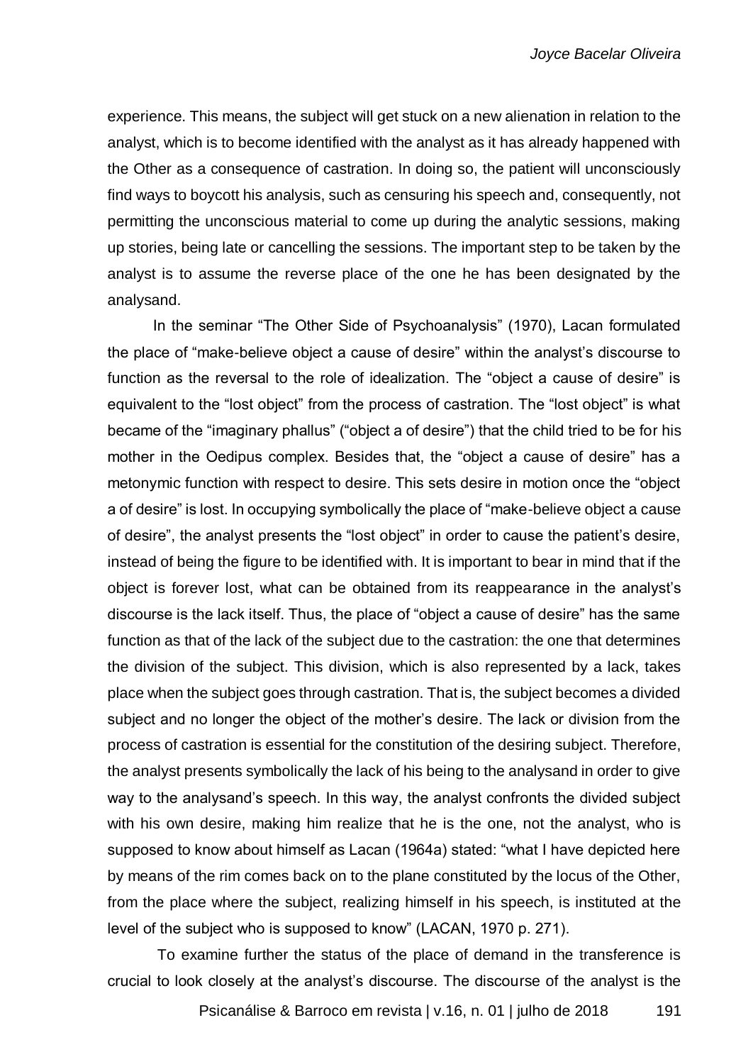experience. This means, the subject will get stuck on a new alienation in relation to the analyst, which is to become identified with the analyst as it has already happened with the Other as a consequence of castration. In doing so, the patient will unconsciously find ways to boycott his analysis, such as censuring his speech and, consequently, not permitting the unconscious material to come up during the analytic sessions, making up stories, being late or cancelling the sessions. The important step to be taken by the analyst is to assume the reverse place of the one he has been designated by the analysand.

In the seminar "The Other Side of Psychoanalysis" (1970), Lacan formulated the place of "make-believe object a cause of desire" within the analyst's discourse to function as the reversal to the role of idealization. The "object a cause of desire" is equivalent to the "lost object" from the process of castration. The "lost object" is what became of the "imaginary phallus" ("object a of desire") that the child tried to be for his mother in the Oedipus complex. Besides that, the "object a cause of desire" has a metonymic function with respect to desire. This sets desire in motion once the "object a of desire" is lost. In occupying symbolically the place of "make-believe object a cause of desire", the analyst presents the "lost object" in order to cause the patient's desire, instead of being the figure to be identified with. It is important to bear in mind that if the object is forever lost, what can be obtained from its reappearance in the analyst's discourse is the lack itself. Thus, the place of "object a cause of desire" has the same function as that of the lack of the subject due to the castration: the one that determines the division of the subject. This division, which is also represented by a lack, takes place when the subject goes through castration. That is, the subject becomes a divided subject and no longer the object of the mother's desire. The lack or division from the process of castration is essential for the constitution of the desiring subject. Therefore, the analyst presents symbolically the lack of his being to the analysand in order to give way to the analysand's speech. In this way, the analyst confronts the divided subject with his own desire, making him realize that he is the one, not the analyst, who is supposed to know about himself as Lacan (1964a) stated: "what I have depicted here by means of the rim comes back on to the plane constituted by the locus of the Other, from the place where the subject, realizing himself in his speech, is instituted at the level of the subject who is supposed to know" (LACAN, 1970 p. 271).

To examine further the status of the place of demand in the transference is crucial to look closely at the analyst's discourse. The discourse of the analyst is the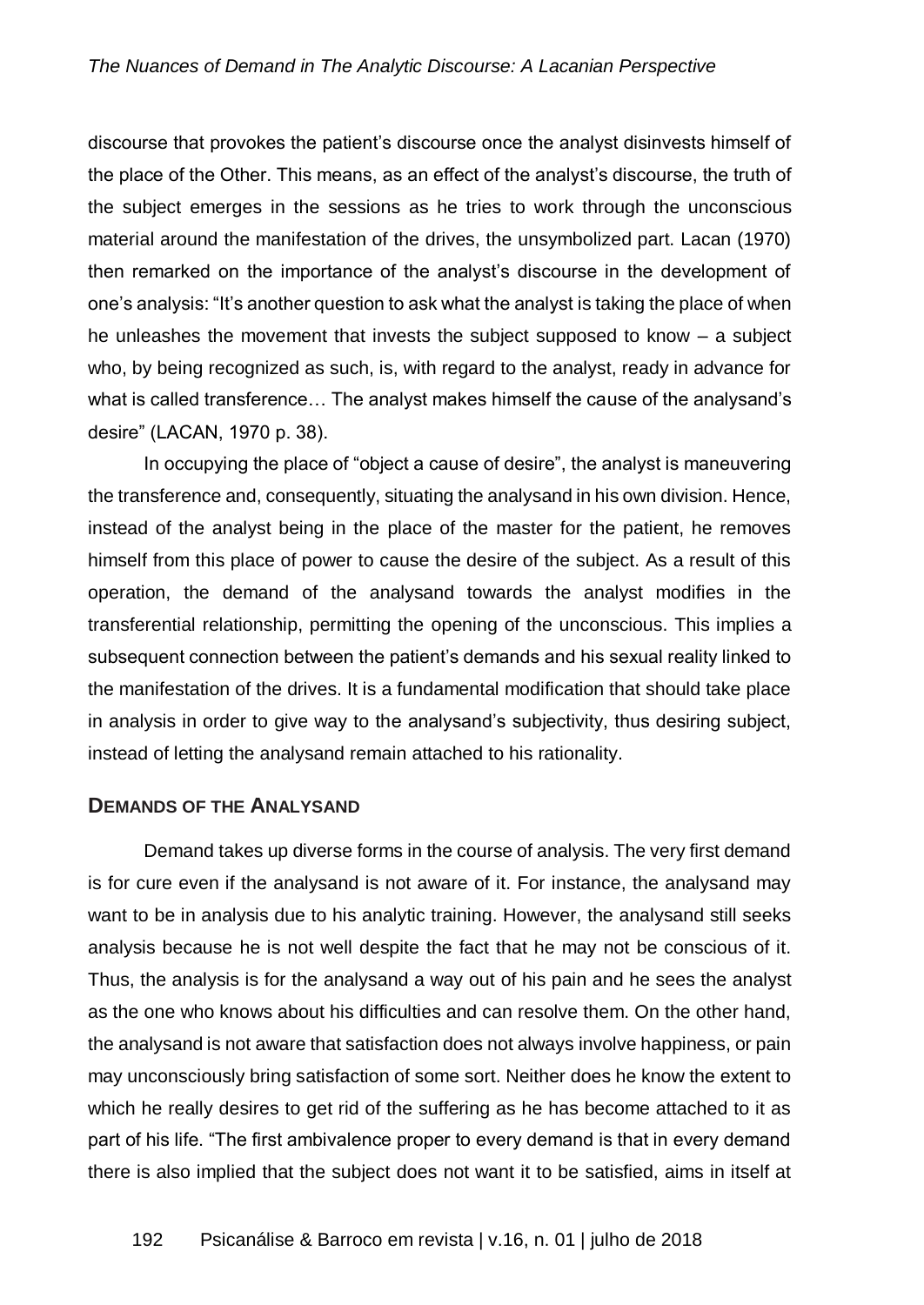discourse that provokes the patient's discourse once the analyst disinvests himself of the place of the Other. This means, as an effect of the analyst's discourse, the truth of the subject emerges in the sessions as he tries to work through the unconscious material around the manifestation of the drives, the unsymbolized part. Lacan (1970) then remarked on the importance of the analyst's discourse in the development of one's analysis: "It's another question to ask what the analyst is taking the place of when he unleashes the movement that invests the subject supposed to know – a subject who, by being recognized as such, is, with regard to the analyst, ready in advance for what is called transference… The analyst makes himself the cause of the analysand's desire" (LACAN, 1970 p. 38).

In occupying the place of "object a cause of desire", the analyst is maneuvering the transference and, consequently, situating the analysand in his own division. Hence, instead of the analyst being in the place of the master for the patient, he removes himself from this place of power to cause the desire of the subject. As a result of this operation, the demand of the analysand towards the analyst modifies in the transferential relationship, permitting the opening of the unconscious. This implies a subsequent connection between the patient's demands and his sexual reality linked to the manifestation of the drives. It is a fundamental modification that should take place in analysis in order to give way to the analysand's subjectivity, thus desiring subject, instead of letting the analysand remain attached to his rationality.

## Demands of the Analysand

Demand takes up diverse forms in the course of analysis. The very first demand is for cure even if the analysand is not aware of it. For instance, the analysand may want to be in analysis due to his analytic training. However, the analysand still seeks analysis because he is not well despite the fact that he may not be conscious of it. Thus, the analysis is for the analysand a way out of his pain and he sees the analyst as the one who knows about his difficulties and can resolve them. On the other hand, the analysand is not aware that satisfaction does not always involve happiness, or pain may unconsciously bring satisfaction of some sort. Neither does he know the extent to which he really desires to get rid of the suffering as he has become attached to it as part of his life. "The first ambivalence proper to every demand is that in every demand there is also implied that the subject does not want it to be satisfied, aims in itself at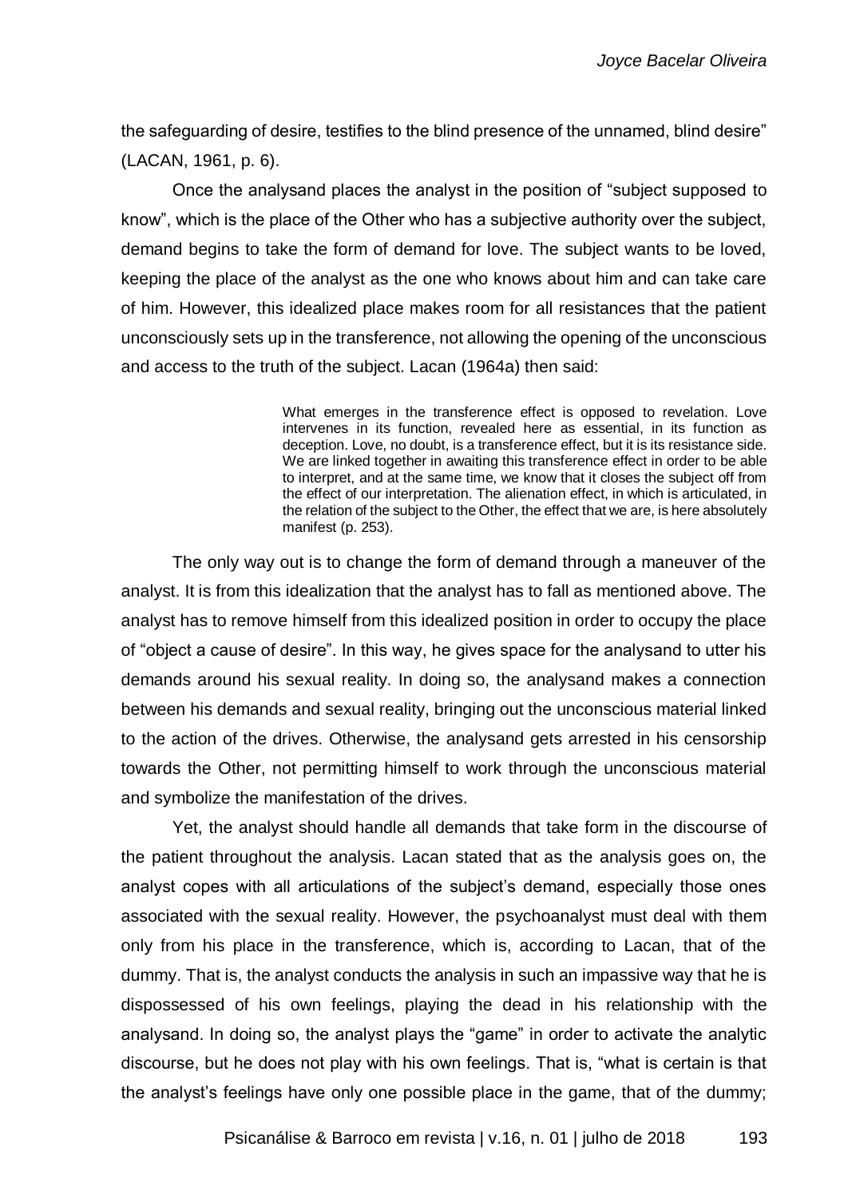the safeguarding of desire, testifies to the blind presence of the unnamed, blind desire" (LACAN, 1961, p. 6).

Once the analysand places the analyst in the position of "subject supposed to know", which is the place of the Other who has a subjective authority over the subject, demand begins to take the form of demand for love. The subject wants to be loved, keeping the place of the analyst as the one who knows about him and can take care of him. However, this idealized place makes room for all resistances that the patient unconsciously sets up in the transference, not allowing the opening of the unconscious and access to the truth of the subject. Lacan (1964a) then said:

> What emerges in the transference effect is opposed to revelation. Love intervenes in its function, revealed here as essential, in its function as deception. Love, no doubt, is a transference effect, but it is its resistance side. We are linked together in awaiting this transference effect in order to be able to interpret, and at the same time, we know that it closes the subject off from the effect of our interpretation. The alienation effect, in which is articulated, in the relation of the subject to the Other, the effect that we are, is here absolutely manifest (p. 253).

The only way out is to change the form of demand through a maneuver of the analyst. It is from this idealization that the analyst has to fall as mentioned above. The analyst has to remove himself from this idealized position in order to occupy the place of "object a cause of desire". In this way, he gives space for the analysand to utter his demands around his sexual reality. In doing so, the analysand makes a connection between his demands and sexual reality, bringing out the unconscious material linked to the action of the drives. Otherwise, the analysand gets arrested in his censorship towards the Other, not permitting himself to work through the unconscious material and symbolize the manifestation of the drives.

Yet, the analyst should handle all demands that take form in the discourse of the patient throughout the analysis. Lacan stated that as the analysis goes on, the analyst copes with all articulations of the subject's demand, especially those ones associated with the sexual reality. However, the psychoanalyst must deal with them only from his place in the transference, which is, according to Lacan, that of the dummy. That is, the analyst conducts the analysis in such an impassive way that he is dispossessed of his own feelings, playing the dead in his relationship with the analysand. In doing so, the analyst plays the "game" in order to activate the analytic discourse, but he does not play with his own feelings. That is, "what is certain is that the analyst's feelings have only one possible place in the game, that of the dummy;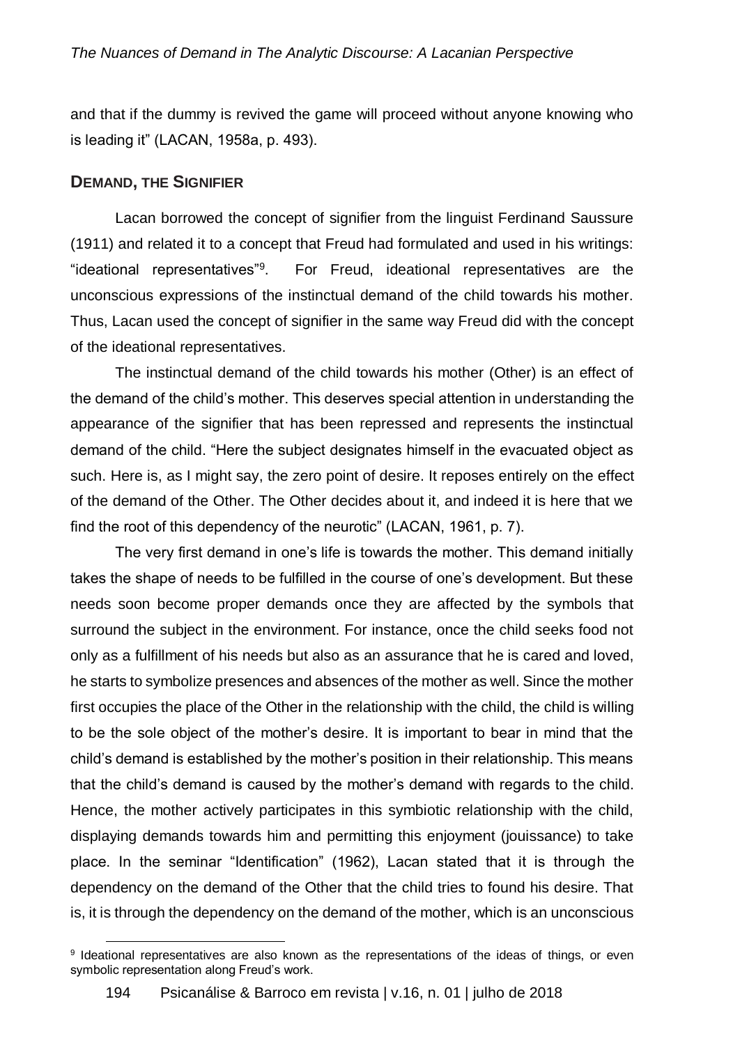and that if the dummy is revived the game will proceed without anyone knowing who is leading it" (LACAN, 1958a, p. 493).

## DEMAND, THE SIGNIFIER

Lacan borrowed the concept of signifier from the linguist Ferdinand Saussure (1911) and related it to a concept that Freud had formulated and used in his writings: "ideational representatives"[9]. For Freud, ideational representatives are the unconscious expressions of the instinctual demand of the child towards his mother. Thus, Lacan used the concept of signifier in the same way Freud did with the concept of the ideational representatives.

The instinctual demand of the child towards his mother (Other) is an effect of the demand of the child's mother. This deserves special attention in understanding the appearance of the signifier that has been repressed and represents the instinctual demand of the child. "Here the subject designates himself in the evacuated object as such. Here is, as I might say, the zero point of desire. It reposes entirely on the effect of the demand of the Other. The Other decides about it, and indeed it is here that we find the root of this dependency of the neurotic" (LACAN, 1961, p. 7).

The very first demand in one's life is towards the mother. This demand initially takes the shape of needs to be fulfilled in the course of one's development. But these needs soon become proper demands once they are affected by the symbols that surround the subject in the environment. For instance, once the child seeks food not only as a fulfillment of his needs but also as an assurance that he is cared and loved, he starts to symbolize presences and absences of the mother as well. Since the mother first occupies the place of the Other in the relationship with the child, the child is willing to be the sole object of the mother's desire. It is important to bear in mind that the child's demand is established by the mother's position in their relationship. This means that the child's demand is caused by the mother's demand with regards to the child. Hence, the mother actively participates in this symbiotic relationship with the child, displaying demands towards him and permitting this enjoyment (jouissance) to take place. In the seminar "Identification" (1962), Lacan stated that it is through the dependency on the demand of the Other that the child tries to found his desire. That is, it is through the dependency on the demand of the mother, which is an unconscious

[9] Ideational representatives are also known as the representations of the ideas of things, or even symbolic representation along Freud's work.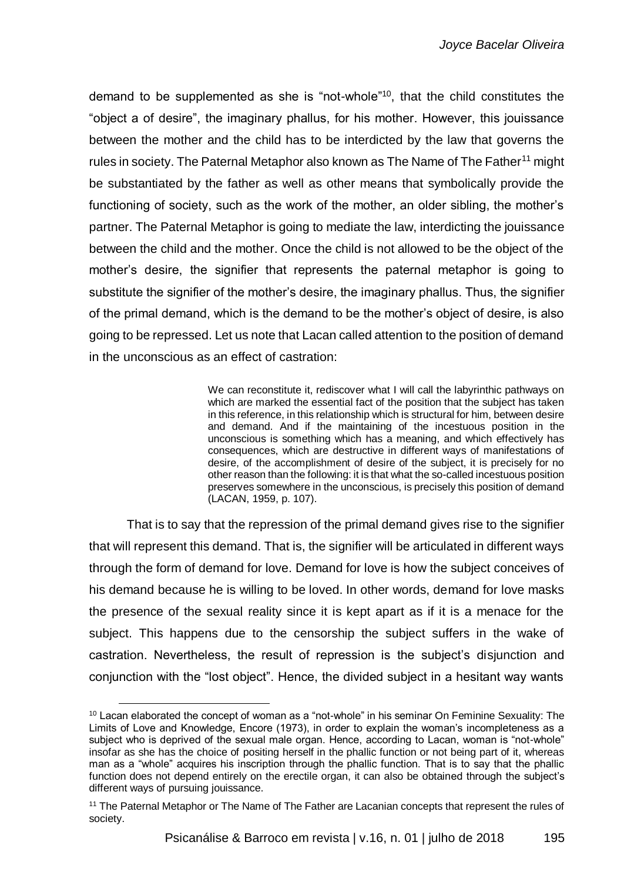demand to be supplemented as she is "not-whole"[10], that the child constitutes the "object a of desire", the imaginary phallus, for his mother. However, this jouissance between the mother and the child has to be interdicted by the law that governs the rules in society. The Paternal Metaphor also known as The Name of The Father[11] might be substantiated by the father as well as other means that symbolically provide the functioning of society, such as the work of the mother, an older sibling, the mother's partner. The Paternal Metaphor is going to mediate the law, interdicting the jouissance between the child and the mother. Once the child is not allowed to be the object of the mother's desire, the signifier that represents the paternal metaphor is going to substitute the signifier of the mother's desire, the imaginary phallus. Thus, the signifier of the primal demand, which is the demand to be the mother's object of desire, is also going to be repressed. Let us note that Lacan called attention to the position of demand in the unconscious as an effect of castration:

> We can reconstitute it, rediscover what I will call the labyrinthic pathways on which are marked the essential fact of the position that the subject has taken in this reference, in this relationship which is structural for him, between desire and demand. And if the maintaining of the incestuous position in the unconscious is something which has a meaning, and which effectively has consequences, which are destructive in different ways of manifestations of desire, of the accomplishment of desire of the subject, it is precisely for no other reason than the following: it is that what the so-called incestuous position preserves somewhere in the unconscious, is precisely this position of demand (LACAN, 1959, p. 107).

That is to say that the repression of the primal demand gives rise to the signifier that will represent this demand. That is, the signifier will be articulated in different ways through the form of demand for love. Demand for love is how the subject conceives of his demand because he is willing to be loved. In other words, demand for love masks the presence of the sexual reality since it is kept apart as if it is a menace for the subject. This happens due to the censorship the subject suffers in the wake of castration. Nevertheless, the result of repression is the subject's disjunction and conjunction with the "lost object". Hence, the divided subject in a hesitant way wants

---

[10] Lacan elaborated the concept of woman as a "not-whole" in his seminar On Feminine Sexuality: The Limits of Love and Knowledge, Encore (1973), in order to explain the woman's incompleteness as a subject who is deprived of the sexual male organ. Hence, according to Lacan, woman is "not-whole" insofar as she has the choice of positing herself in the phallic function or not being part of it, whereas man as a "whole" acquires his inscription through the phallic function. That is to say that the phallic function does not depend entirely on the erectile organ, it can also be obtained through the subject's different ways of pursuing jouissance.

[11] The Paternal Metaphor or The Name of The Father are Lacanian concepts that represent the rules of society.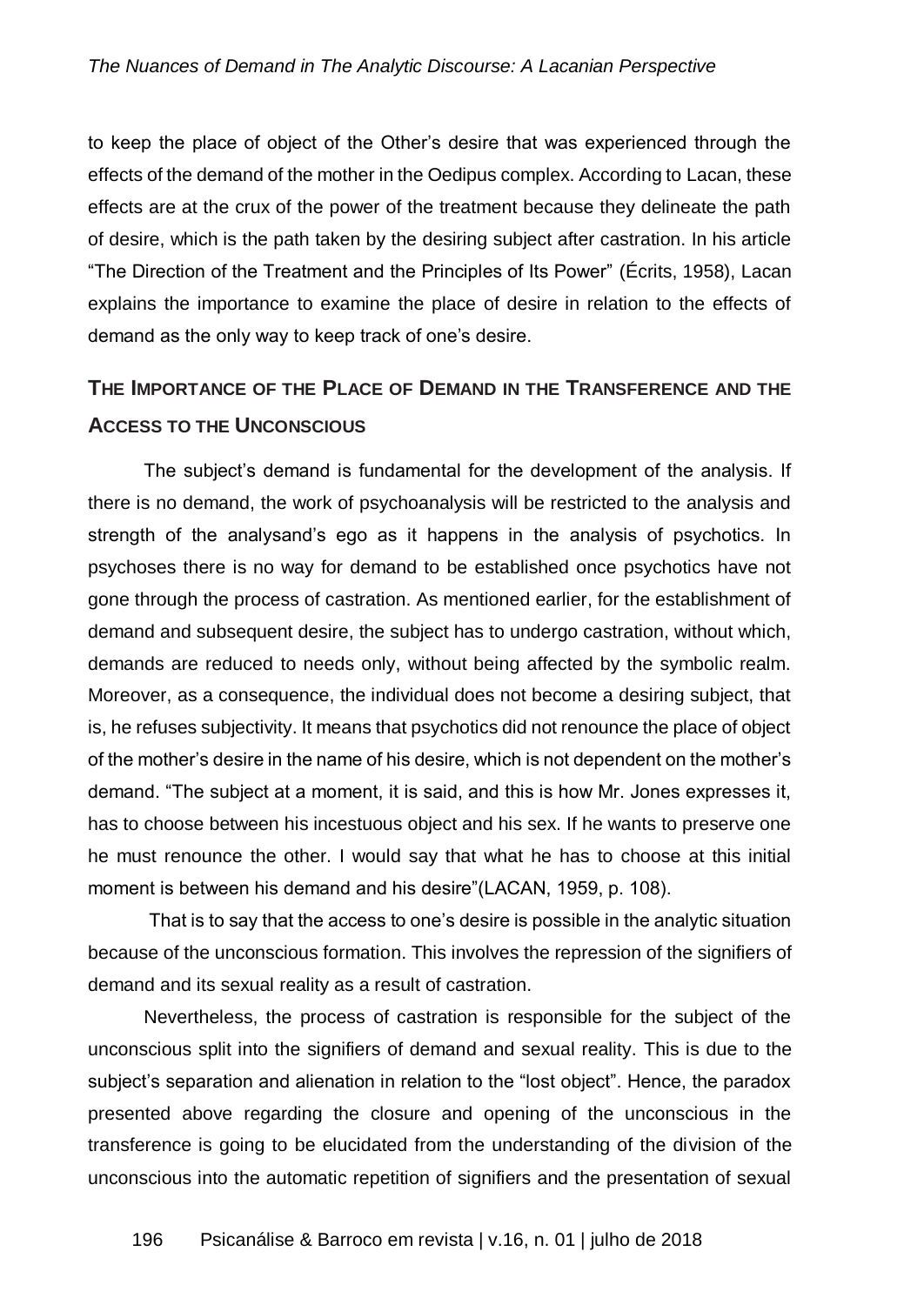to keep the place of object of the Other's desire that was experienced through the effects of the demand of the mother in the Oedipus complex. According to Lacan, these effects are at the crux of the power of the treatment because they delineate the path of desire, which is the path taken by the desiring subject after castration. In his article "The Direction of the Treatment and the Principles of Its Power" (Écrits, 1958), Lacan explains the importance to examine the place of desire in relation to the effects of demand as the only way to keep track of one's desire.

## The Importance of the Place of Demand in the Transference and the Access to the Unconscious

The subject's demand is fundamental for the development of the analysis. If there is no demand, the work of psychoanalysis will be restricted to the analysis and strength of the analysand's ego as it happens in the analysis of psychotics. In psychoses there is no way for demand to be established once psychotics have not gone through the process of castration. As mentioned earlier, for the establishment of demand and subsequent desire, the subject has to undergo castration, without which, demands are reduced to needs only, without being affected by the symbolic realm. Moreover, as a consequence, the individual does not become a desiring subject, that is, he refuses subjectivity. It means that psychotics did not renounce the place of object of the mother's desire in the name of his desire, which is not dependent on the mother's demand. "The subject at a moment, it is said, and this is how Mr. Jones expresses it, has to choose between his incestuous object and his sex. If he wants to preserve one he must renounce the other. I would say that what he has to choose at this initial moment is between his demand and his desire"(LACAN, 1959, p. 108).

That is to say that the access to one's desire is possible in the analytic situation because of the unconscious formation. This involves the repression of the signifiers of demand and its sexual reality as a result of castration.

Nevertheless, the process of castration is responsible for the subject of the unconscious split into the signifiers of demand and sexual reality. This is due to the subject's separation and alienation in relation to the "lost object". Hence, the paradox presented above regarding the closure and opening of the unconscious in the transference is going to be elucidated from the understanding of the division of the unconscious into the automatic repetition of signifiers and the presentation of sexual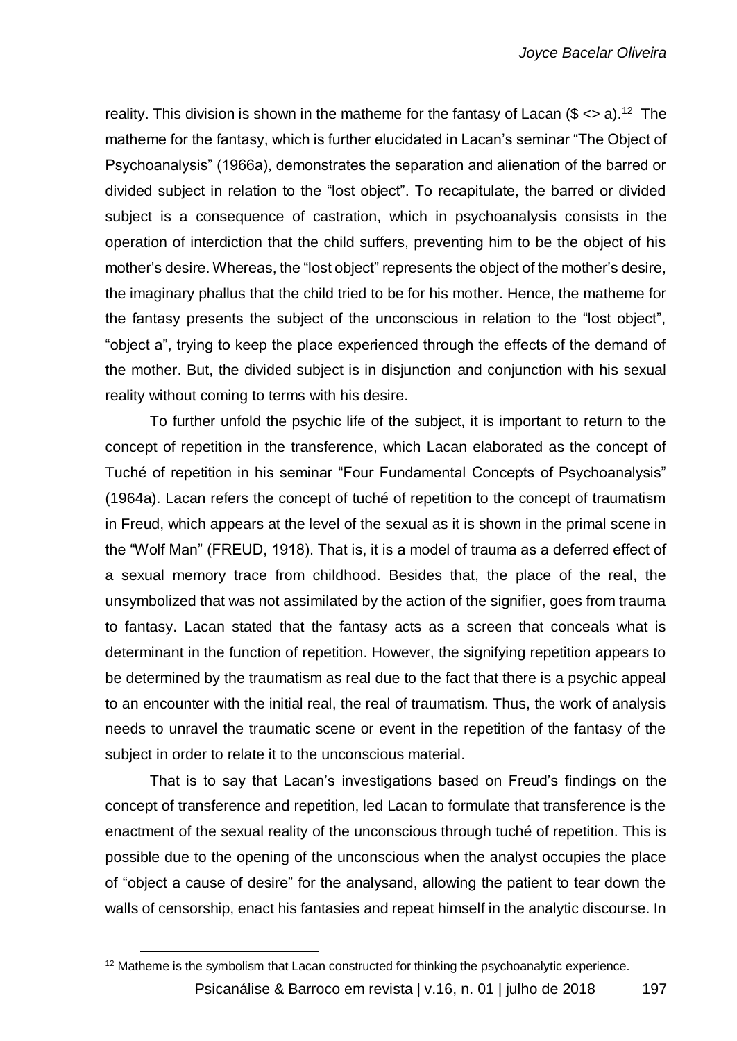reality. This division is shown in the matheme for the fantasy of Lacan ($ <> a).[12] The matheme for the fantasy, which is further elucidated in Lacan's seminar "The Object of Psychoanalysis" (1966a), demonstrates the separation and alienation of the barred or divided subject in relation to the "lost object". To recapitulate, the barred or divided subject is a consequence of castration, which in psychoanalysis consists in the operation of interdiction that the child suffers, preventing him to be the object of his mother's desire. Whereas, the "lost object" represents the object of the mother's desire, the imaginary phallus that the child tried to be for his mother. Hence, the matheme for the fantasy presents the subject of the unconscious in relation to the "lost object", "object a", trying to keep the place experienced through the effects of the demand of the mother. But, the divided subject is in disjunction and conjunction with his sexual reality without coming to terms with his desire.

To further unfold the psychic life of the subject, it is important to return to the concept of repetition in the transference, which Lacan elaborated as the concept of Tuché of repetition in his seminar "Four Fundamental Concepts of Psychoanalysis" (1964a). Lacan refers the concept of tuché of repetition to the concept of traumatism in Freud, which appears at the level of the sexual as it is shown in the primal scene in the "Wolf Man" (FREUD, 1918). That is, it is a model of trauma as a deferred effect of a sexual memory trace from childhood. Besides that, the place of the real, the unsymbolized that was not assimilated by the action of the signifier, goes from trauma to fantasy. Lacan stated that the fantasy acts as a screen that conceals what is determinant in the function of repetition. However, the signifying repetition appears to be determined by the traumatism as real due to the fact that there is a psychic appeal to an encounter with the initial real, the real of traumatism. Thus, the work of analysis needs to unravel the traumatic scene or event in the repetition of the fantasy of the subject in order to relate it to the unconscious material.

That is to say that Lacan's investigations based on Freud's findings on the concept of transference and repetition, led Lacan to formulate that transference is the enactment of the sexual reality of the unconscious through tuché of repetition. This is possible due to the opening of the unconscious when the analyst occupies the place of "object a cause of desire" for the analysand, allowing the patient to tear down the walls of censorship, enact his fantasies and repeat himself in the analytic discourse. In

[12] Matheme is the symbolism that Lacan constructed for thinking the psychoanalytic experience.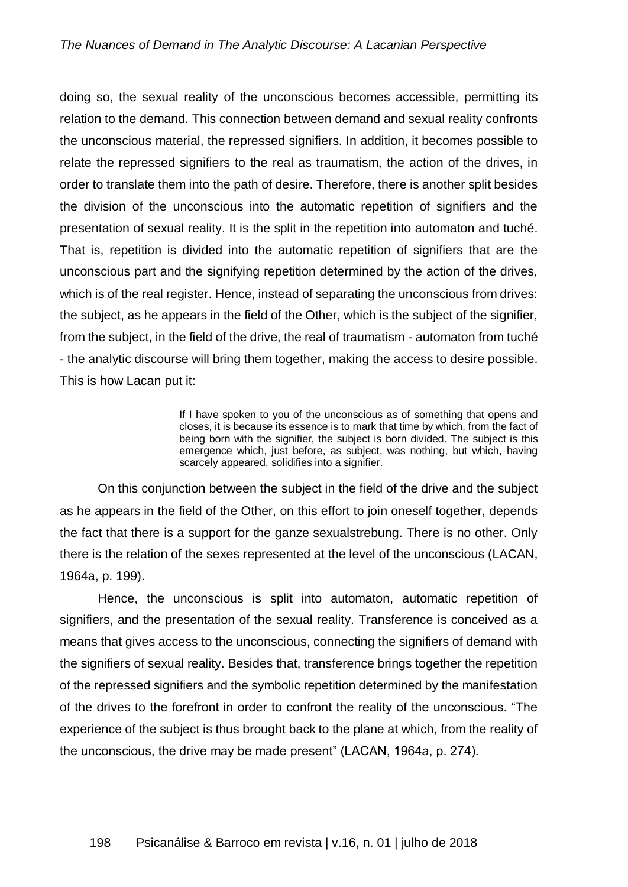doing so, the sexual reality of the unconscious becomes accessible, permitting its relation to the demand. This connection between demand and sexual reality confronts the unconscious material, the repressed signifiers. In addition, it becomes possible to relate the repressed signifiers to the real as traumatism, the action of the drives, in order to translate them into the path of desire. Therefore, there is another split besides the division of the unconscious into the automatic repetition of signifiers and the presentation of sexual reality. It is the split in the repetition into automaton and tuché. That is, repetition is divided into the automatic repetition of signifiers that are the unconscious part and the signifying repetition determined by the action of the drives, which is of the real register. Hence, instead of separating the unconscious from drives: the subject, as he appears in the field of the Other, which is the subject of the signifier, from the subject, in the field of the drive, the real of traumatism - automaton from tuché - the analytic discourse will bring them together, making the access to desire possible. This is how Lacan put it:

> If I have spoken to you of the unconscious as of something that opens and closes, it is because its essence is to mark that time by which, from the fact of being born with the signifier, the subject is born divided. The subject is this emergence which, just before, as subject, was nothing, but which, having scarcely appeared, solidifies into a signifier.

On this conjunction between the subject in the field of the drive and the subject as he appears in the field of the Other, on this effort to join oneself together, depends the fact that there is a support for the ganze sexualstrebung. There is no other. Only there is the relation of the sexes represented at the level of the unconscious (LACAN, 1964a, p. 199).

Hence, the unconscious is split into automaton, automatic repetition of signifiers, and the presentation of the sexual reality. Transference is conceived as a means that gives access to the unconscious, connecting the signifiers of demand with the signifiers of sexual reality. Besides that, transference brings together the repetition of the repressed signifiers and the symbolic repetition determined by the manifestation of the drives to the forefront in order to confront the reality of the unconscious. "The experience of the subject is thus brought back to the plane at which, from the reality of the unconscious, the drive may be made present" (LACAN, 1964a, p. 274).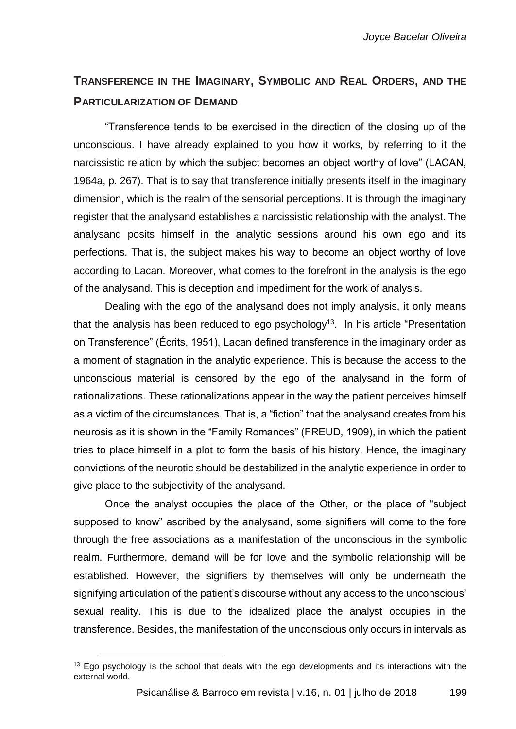## TRANSFERENCE IN THE IMAGINARY, SYMBOLIC AND REAL ORDERS, AND THE PARTICULARIZATION OF DEMAND

"Transference tends to be exercised in the direction of the closing up of the unconscious. I have already explained to you how it works, by referring to it the narcissistic relation by which the subject becomes an object worthy of love" (LACAN, 1964a, p. 267). That is to say that transference initially presents itself in the imaginary dimension, which is the realm of the sensorial perceptions. It is through the imaginary register that the analysand establishes a narcissistic relationship with the analyst. The analysand posits himself in the analytic sessions around his own ego and its perfections. That is, the subject makes his way to become an object worthy of love according to Lacan. Moreover, what comes to the forefront in the analysis is the ego of the analysand. This is deception and impediment for the work of analysis.

Dealing with the ego of the analysand does not imply analysis, it only means that the analysis has been reduced to ego psychology[13]. In his article "Presentation on Transference" (Écrits, 1951), Lacan defined transference in the imaginary order as a moment of stagnation in the analytic experience. This is because the access to the unconscious material is censored by the ego of the analysand in the form of rationalizations. These rationalizations appear in the way the patient perceives himself as a victim of the circumstances. That is, a "fiction" that the analysand creates from his neurosis as it is shown in the "Family Romances" (FREUD, 1909), in which the patient tries to place himself in a plot to form the basis of his history. Hence, the imaginary convictions of the neurotic should be destabilized in the analytic experience in order to give place to the subjectivity of the analysand.

Once the analyst occupies the place of the Other, or the place of "subject supposed to know" ascribed by the analysand, some signifiers will come to the fore through the free associations as a manifestation of the unconscious in the symbolic realm. Furthermore, demand will be for love and the symbolic relationship will be established. However, the signifiers by themselves will only be underneath the signifying articulation of the patient's discourse without any access to the unconscious' sexual reality. This is due to the idealized place the analyst occupies in the transference. Besides, the manifestation of the unconscious only occurs in intervals as

[13] Ego psychology is the school that deals with the ego developments and its interactions with the external world.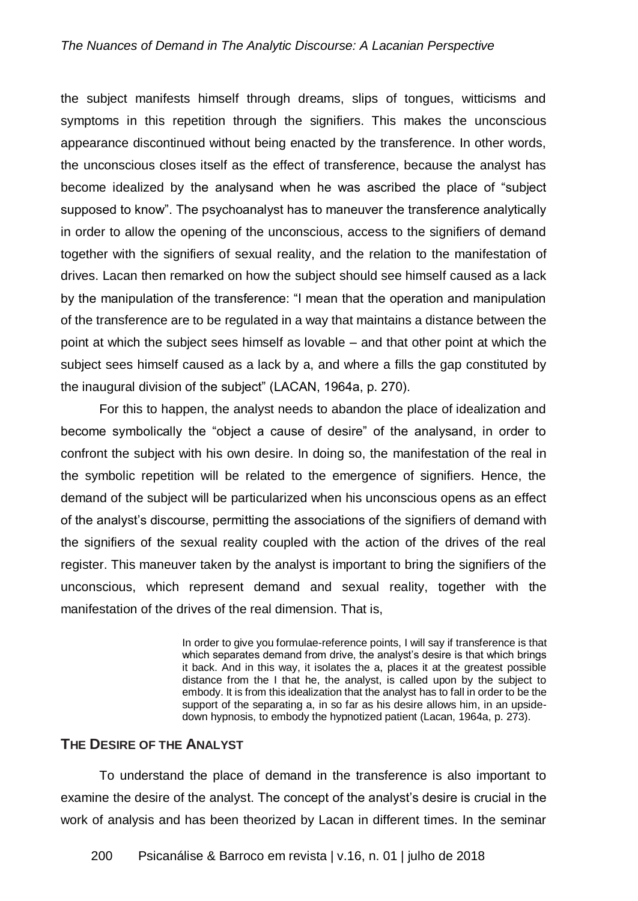the subject manifests himself through dreams, slips of tongues, witticisms and symptoms in this repetition through the signifiers. This makes the unconscious appearance discontinued without being enacted by the transference. In other words, the unconscious closes itself as the effect of transference, because the analyst has become idealized by the analysand when he was ascribed the place of "subject supposed to know". The psychoanalyst has to maneuver the transference analytically in order to allow the opening of the unconscious, access to the signifiers of demand together with the signifiers of sexual reality, and the relation to the manifestation of drives. Lacan then remarked on how the subject should see himself caused as a lack by the manipulation of the transference: "I mean that the operation and manipulation of the transference are to be regulated in a way that maintains a distance between the point at which the subject sees himself as lovable – and that other point at which the subject sees himself caused as a lack by a, and where a fills the gap constituted by the inaugural division of the subject" (LACAN, 1964a, p. 270).

For this to happen, the analyst needs to abandon the place of idealization and become symbolically the "object a cause of desire" of the analysand, in order to confront the subject with his own desire. In doing so, the manifestation of the real in the symbolic repetition will be related to the emergence of signifiers. Hence, the demand of the subject will be particularized when his unconscious opens as an effect of the analyst's discourse, permitting the associations of the signifiers of demand with the signifiers of the sexual reality coupled with the action of the drives of the real register. This maneuver taken by the analyst is important to bring the signifiers of the unconscious, which represent demand and sexual reality, together with the manifestation of the drives of the real dimension. That is,

> In order to give you formulae-reference points, I will say if transference is that which separates demand from drive, the analyst's desire is that which brings it back. And in this way, it isolates the a, places it at the greatest possible distance from the I that he, the analyst, is called upon by the subject to embody. It is from this idealization that the analyst has to fall in order to be the support of the separating a, in so far as his desire allows him, in an upside-down hypnosis, to embody the hypnotized patient (Lacan, 1964a, p. 273).

## THE DESIRE OF THE ANALYST

To understand the place of demand in the transference is also important to examine the desire of the analyst. The concept of the analyst's desire is crucial in the work of analysis and has been theorized by Lacan in different times. In the seminar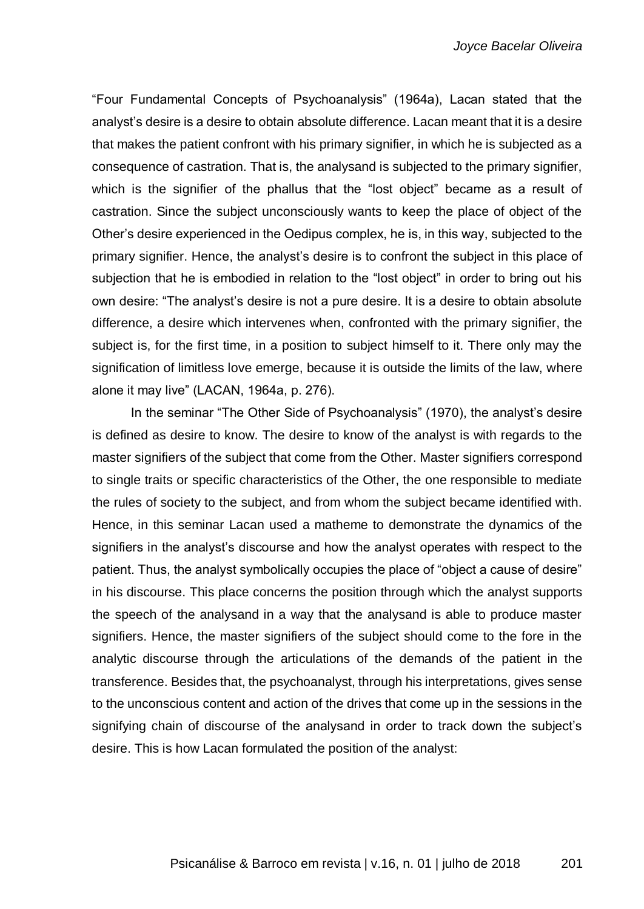"Four Fundamental Concepts of Psychoanalysis" (1964a), Lacan stated that the analyst's desire is a desire to obtain absolute difference. Lacan meant that it is a desire that makes the patient confront with his primary signifier, in which he is subjected as a consequence of castration. That is, the analysand is subjected to the primary signifier, which is the signifier of the phallus that the "lost object" became as a result of castration. Since the subject unconsciously wants to keep the place of object of the Other's desire experienced in the Oedipus complex, he is, in this way, subjected to the primary signifier. Hence, the analyst's desire is to confront the subject in this place of subjection that he is embodied in relation to the "lost object" in order to bring out his own desire: "The analyst's desire is not a pure desire. It is a desire to obtain absolute difference, a desire which intervenes when, confronted with the primary signifier, the subject is, for the first time, in a position to subject himself to it. There only may the signification of limitless love emerge, because it is outside the limits of the law, where alone it may live" (LACAN, 1964a, p. 276).

In the seminar "The Other Side of Psychoanalysis" (1970), the analyst's desire is defined as desire to know. The desire to know of the analyst is with regards to the master signifiers of the subject that come from the Other. Master signifiers correspond to single traits or specific characteristics of the Other, the one responsible to mediate the rules of society to the subject, and from whom the subject became identified with. Hence, in this seminar Lacan used a matheme to demonstrate the dynamics of the signifiers in the analyst's discourse and how the analyst operates with respect to the patient. Thus, the analyst symbolically occupies the place of "object a cause of desire" in his discourse. This place concerns the position through which the analyst supports the speech of the analysand in a way that the analysand is able to produce master signifiers. Hence, the master signifiers of the subject should come to the fore in the analytic discourse through the articulations of the demands of the patient in the transference. Besides that, the psychoanalyst, through his interpretations, gives sense to the unconscious content and action of the drives that come up in the sessions in the signifying chain of discourse of the analysand in order to track down the subject's desire. This is how Lacan formulated the position of the analyst: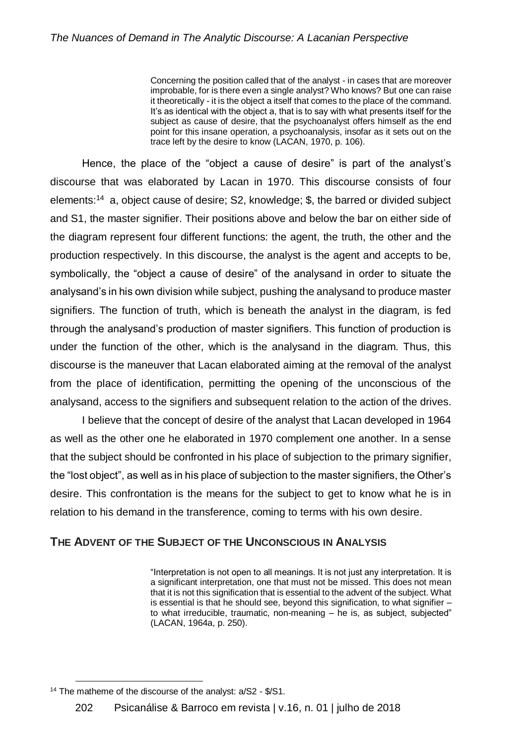> Concerning the position called that of the analyst - in cases that are moreover improbable, for is there even a single analyst? Who knows? But one can raise it theoretically - it is the object a itself that comes to the place of the command. It's as identical with the object a, that is to say with what presents itself for the subject as cause of desire, that the psychoanalyst offers himself as the end point for this insane operation, a psychoanalysis, insofar as it sets out on the trace left by the desire to know (LACAN, 1970, p. 106).

Hence, the place of the "object a cause of desire" is part of the analyst's discourse that was elaborated by Lacan in 1970. This discourse consists of four elements:[14] a, object cause of desire; S2, knowledge; $, the barred or divided subject and S1, the master signifier. Their positions above and below the bar on either side of the diagram represent four different functions: the agent, the truth, the other and the production respectively. In this discourse, the analyst is the agent and accepts to be, symbolically, the "object a cause of desire" of the analysand in order to situate the analysand's in his own division while subject, pushing the analysand to produce master signifiers. The function of truth, which is beneath the analyst in the diagram, is fed through the analysand's production of master signifiers. This function of production is under the function of the other, which is the analysand in the diagram. Thus, this discourse is the maneuver that Lacan elaborated aiming at the removal of the analyst from the place of identification, permitting the opening of the unconscious of the analysand, access to the signifiers and subsequent relation to the action of the drives.

I believe that the concept of desire of the analyst that Lacan developed in 1964 as well as the other one he elaborated in 1970 complement one another. In a sense that the subject should be confronted in his place of subjection to the primary signifier, the "lost object", as well as in his place of subjection to the master signifiers, the Other's desire. This confrontation is the means for the subject to get to know what he is in relation to his demand in the transference, coming to terms with his own desire.

## The Advent of the Subject of the Unconscious in Analysis

> "Interpretation is not open to all meanings. It is not just any interpretation. It is a significant interpretation, one that must not be missed. This does not mean that it is not this signification that is essential to the advent of the subject. What is essential is that he should see, beyond this signification, to what signifier – to what irreducible, traumatic, non-meaning – he is, as subject, subjected" (LACAN, 1964a, p. 250).

---

[14] The matheme of the discourse of the analyst: a/S2 - $/S1.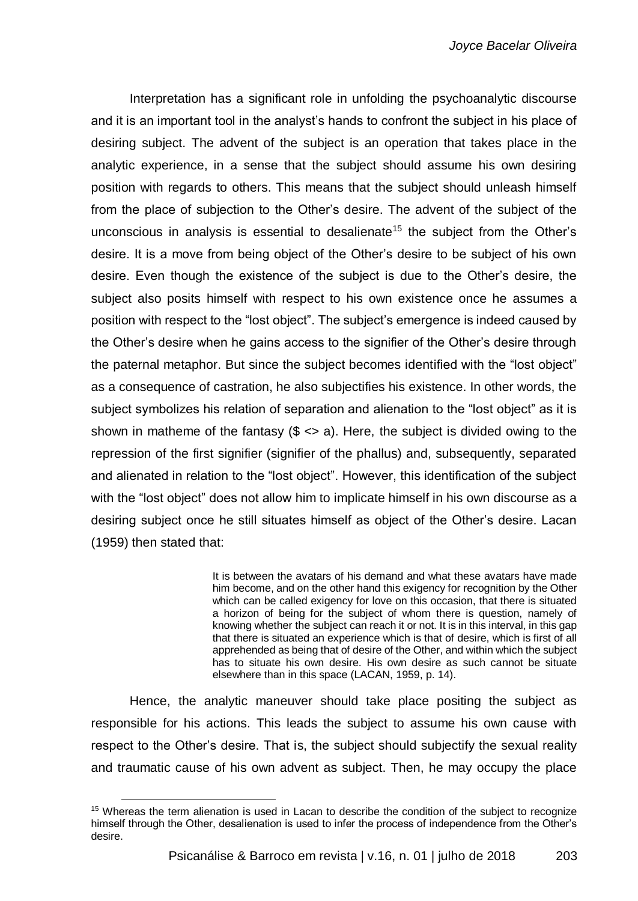Interpretation has a significant role in unfolding the psychoanalytic discourse and it is an important tool in the analyst's hands to confront the subject in his place of desiring subject. The advent of the subject is an operation that takes place in the analytic experience, in a sense that the subject should assume his own desiring position with regards to others. This means that the subject should unleash himself from the place of subjection to the Other's desire. The advent of the subject of the unconscious in analysis is essential to desalienate[15] the subject from the Other's desire. It is a move from being object of the Other's desire to be subject of his own desire. Even though the existence of the subject is due to the Other's desire, the subject also posits himself with respect to his own existence once he assumes a position with respect to the "lost object". The subject's emergence is indeed caused by the Other's desire when he gains access to the signifier of the Other's desire through the paternal metaphor. But since the subject becomes identified with the "lost object" as a consequence of castration, he also subjectifies his existence. In other words, the subject symbolizes his relation of separation and alienation to the "lost object" as it is shown in matheme of the fantasy ($\$ <> a$). Here, the subject is divided owing to the repression of the first signifier (signifier of the phallus) and, subsequently, separated and alienated in relation to the "lost object". However, this identification of the subject with the "lost object" does not allow him to implicate himself in his own discourse as a desiring subject once he still situates himself as object of the Other's desire. Lacan (1959) then stated that:

> It is between the avatars of his demand and what these avatars have made him become, and on the other hand this exigency for recognition by the Other which can be called exigency for love on this occasion, that there is situated a horizon of being for the subject of whom there is question, namely of knowing whether the subject can reach it or not. It is in this interval, in this gap that there is situated an experience which is that of desire, which is first of all apprehended as being that of desire of the Other, and within which the subject has to situate his own desire. His own desire as such cannot be situate elsewhere than in this space (LACAN, 1959, p. 14).

Hence, the analytic maneuver should take place positing the subject as responsible for his actions. This leads the subject to assume his own cause with respect to the Other's desire. That is, the subject should subjectify the sexual reality and traumatic cause of his own advent as subject. Then, he may occupy the place

[15] Whereas the term alienation is used in Lacan to describe the condition of the subject to recognize himself through the Other, desalienation is used to infer the process of independence from the Other's desire.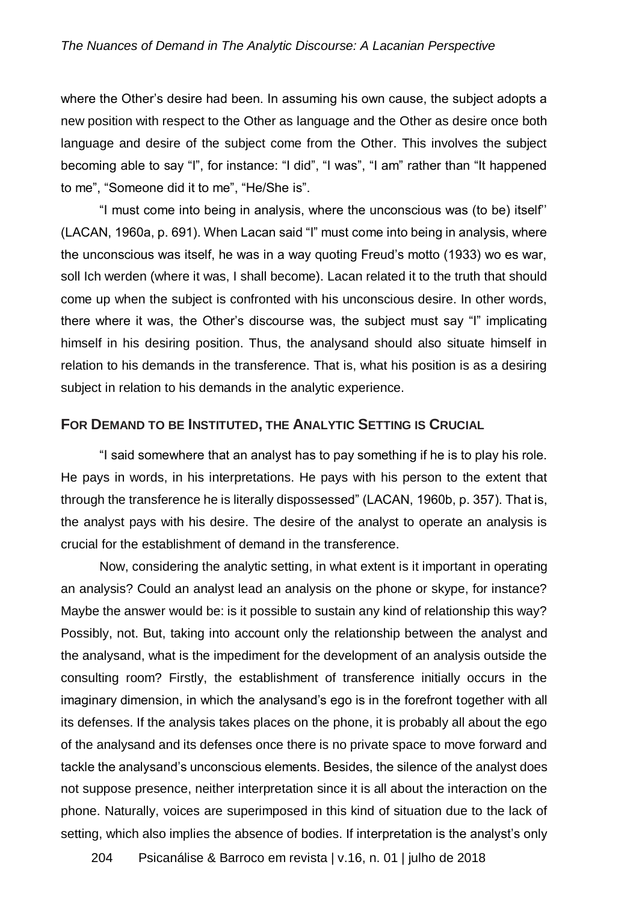where the Other's desire had been. In assuming his own cause, the subject adopts a new position with respect to the Other as language and the Other as desire once both language and desire of the subject come from the Other. This involves the subject becoming able to say "I", for instance: "I did", "I was", "I am" rather than "It happened to me", "Someone did it to me", "He/She is".

"I must come into being in analysis, where the unconscious was (to be) itself'' (LACAN, 1960a, p. 691). When Lacan said "I" must come into being in analysis, where the unconscious was itself, he was in a way quoting Freud's motto (1933) wo es war, soll Ich werden (where it was, I shall become). Lacan related it to the truth that should come up when the subject is confronted with his unconscious desire. In other words, there where it was, the Other's discourse was, the subject must say "I" implicating himself in his desiring position. Thus, the analysand should also situate himself in relation to his demands in the transference. That is, what his position is as a desiring subject in relation to his demands in the analytic experience.

## For Demand to be Instituted, the Analytic Setting is Crucial

"I said somewhere that an analyst has to pay something if he is to play his role. He pays in words, in his interpretations. He pays with his person to the extent that through the transference he is literally dispossessed" (LACAN, 1960b, p. 357). That is, the analyst pays with his desire. The desire of the analyst to operate an analysis is crucial for the establishment of demand in the transference.

Now, considering the analytic setting, in what extent is it important in operating an analysis? Could an analyst lead an analysis on the phone or skype, for instance? Maybe the answer would be: is it possible to sustain any kind of relationship this way? Possibly, not. But, taking into account only the relationship between the analyst and the analysand, what is the impediment for the development of an analysis outside the consulting room? Firstly, the establishment of transference initially occurs in the imaginary dimension, in which the analysand's ego is in the forefront together with all its defenses. If the analysis takes places on the phone, it is probably all about the ego of the analysand and its defenses once there is no private space to move forward and tackle the analysand's unconscious elements. Besides, the silence of the analyst does not suppose presence, neither interpretation since it is all about the interaction on the phone. Naturally, voices are superimposed in this kind of situation due to the lack of setting, which also implies the absence of bodies. If interpretation is the analyst's only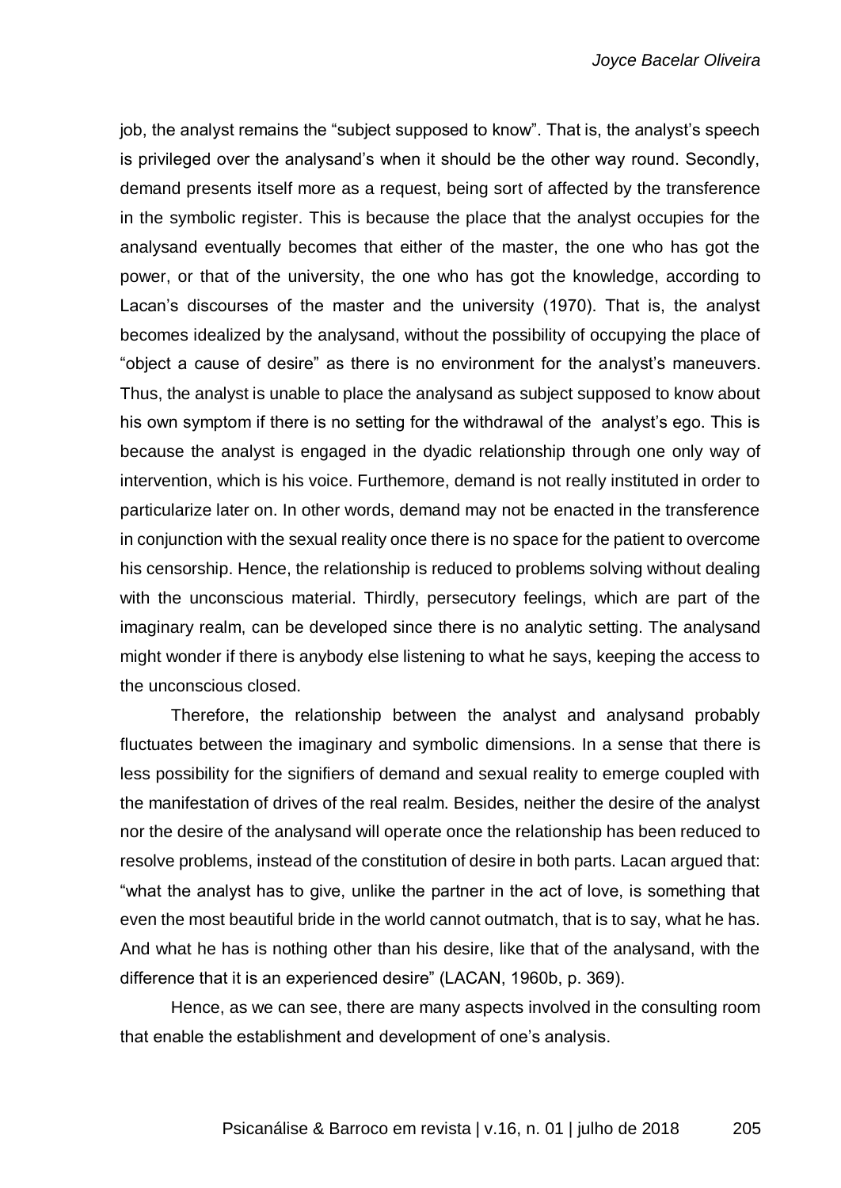job, the analyst remains the "subject supposed to know". That is, the analyst's speech is privileged over the analysand's when it should be the other way round. Secondly, demand presents itself more as a request, being sort of affected by the transference in the symbolic register. This is because the place that the analyst occupies for the analysand eventually becomes that either of the master, the one who has got the power, or that of the university, the one who has got the knowledge, according to Lacan's discourses of the master and the university (1970). That is, the analyst becomes idealized by the analysand, without the possibility of occupying the place of "object a cause of desire" as there is no environment for the analyst's maneuvers. Thus, the analyst is unable to place the analysand as subject supposed to know about his own symptom if there is no setting for the withdrawal of the analyst's ego. This is because the analyst is engaged in the dyadic relationship through one only way of intervention, which is his voice. Furthemore, demand is not really instituted in order to particularize later on. In other words, demand may not be enacted in the transference in conjunction with the sexual reality once there is no space for the patient to overcome his censorship. Hence, the relationship is reduced to problems solving without dealing with the unconscious material. Thirdly, persecutory feelings, which are part of the imaginary realm, can be developed since there is no analytic setting. The analysand might wonder if there is anybody else listening to what he says, keeping the access to the unconscious closed.

Therefore, the relationship between the analyst and analysand probably fluctuates between the imaginary and symbolic dimensions. In a sense that there is less possibility for the signifiers of demand and sexual reality to emerge coupled with the manifestation of drives of the real realm. Besides, neither the desire of the analyst nor the desire of the analysand will operate once the relationship has been reduced to resolve problems, instead of the constitution of desire in both parts. Lacan argued that: "what the analyst has to give, unlike the partner in the act of love, is something that even the most beautiful bride in the world cannot outmatch, that is to say, what he has. And what he has is nothing other than his desire, like that of the analysand, with the difference that it is an experienced desire" (LACAN, 1960b, p. 369).

Hence, as we can see, there are many aspects involved in the consulting room that enable the establishment and development of one's analysis.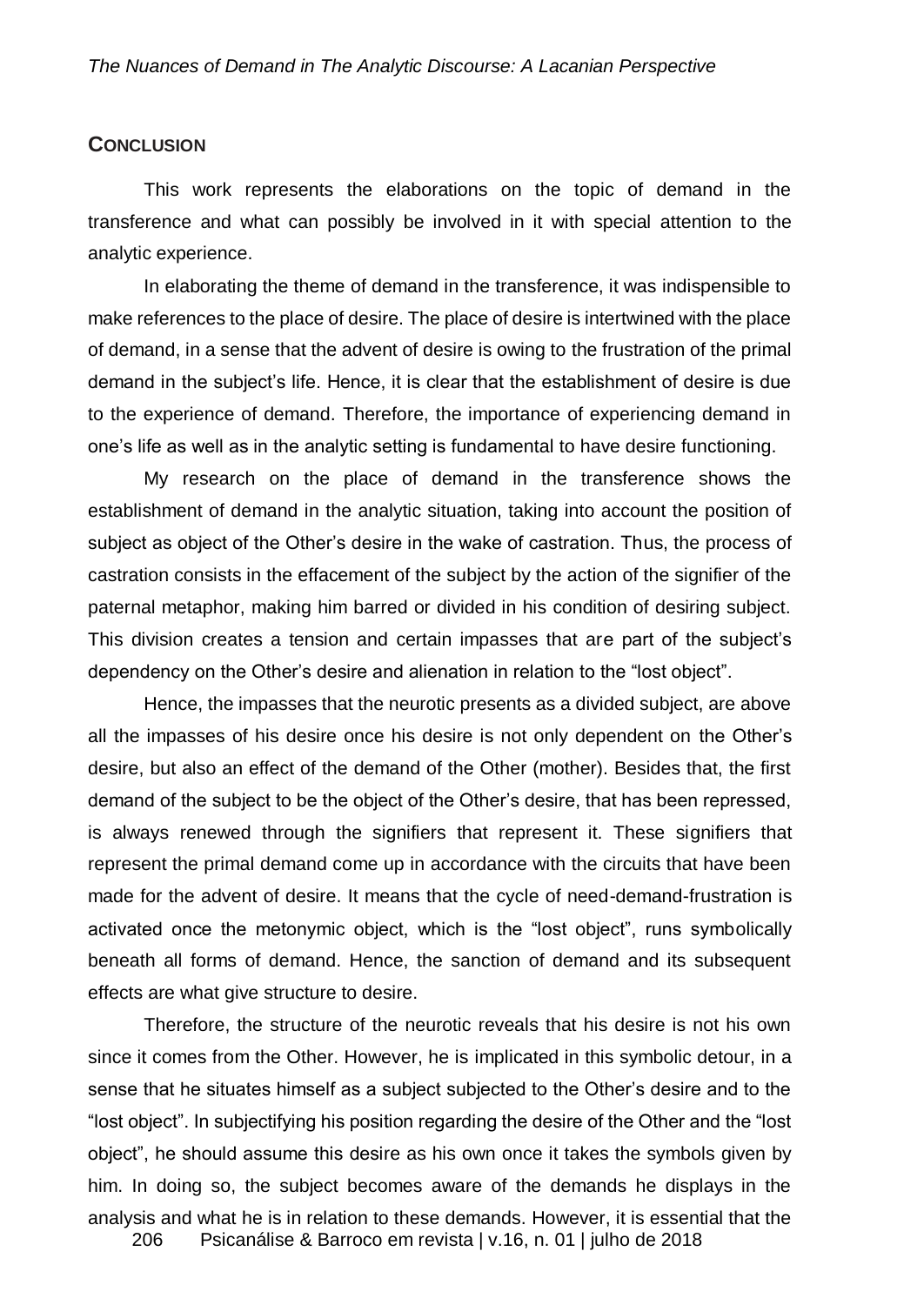## Conclusion

This work represents the elaborations on the topic of demand in the transference and what can possibly be involved in it with special attention to the analytic experience.

In elaborating the theme of demand in the transference, it was indispensible to make references to the place of desire. The place of desire is intertwined with the place of demand, in a sense that the advent of desire is owing to the frustration of the primal demand in the subject's life. Hence, it is clear that the establishment of desire is due to the experience of demand. Therefore, the importance of experiencing demand in one's life as well as in the analytic setting is fundamental to have desire functioning.

My research on the place of demand in the transference shows the establishment of demand in the analytic situation, taking into account the position of subject as object of the Other's desire in the wake of castration. Thus, the process of castration consists in the effacement of the subject by the action of the signifier of the paternal metaphor, making him barred or divided in his condition of desiring subject. This division creates a tension and certain impasses that are part of the subject's dependency on the Other's desire and alienation in relation to the "lost object".

Hence, the impasses that the neurotic presents as a divided subject, are above all the impasses of his desire once his desire is not only dependent on the Other's desire, but also an effect of the demand of the Other (mother). Besides that, the first demand of the subject to be the object of the Other's desire, that has been repressed, is always renewed through the signifiers that represent it. These signifiers that represent the primal demand come up in accordance with the circuits that have been made for the advent of desire. It means that the cycle of need-demand-frustration is activated once the metonymic object, which is the "lost object", runs symbolically beneath all forms of demand. Hence, the sanction of demand and its subsequent effects are what give structure to desire.

Therefore, the structure of the neurotic reveals that his desire is not his own since it comes from the Other. However, he is implicated in this symbolic detour, in a sense that he situates himself as a subject subjected to the Other's desire and to the "lost object". In subjectifying his position regarding the desire of the Other and the "lost object", he should assume this desire as his own once it takes the symbols given by him. In doing so, the subject becomes aware of the demands he displays in the analysis and what he is in relation to these demands. However, it is essential that the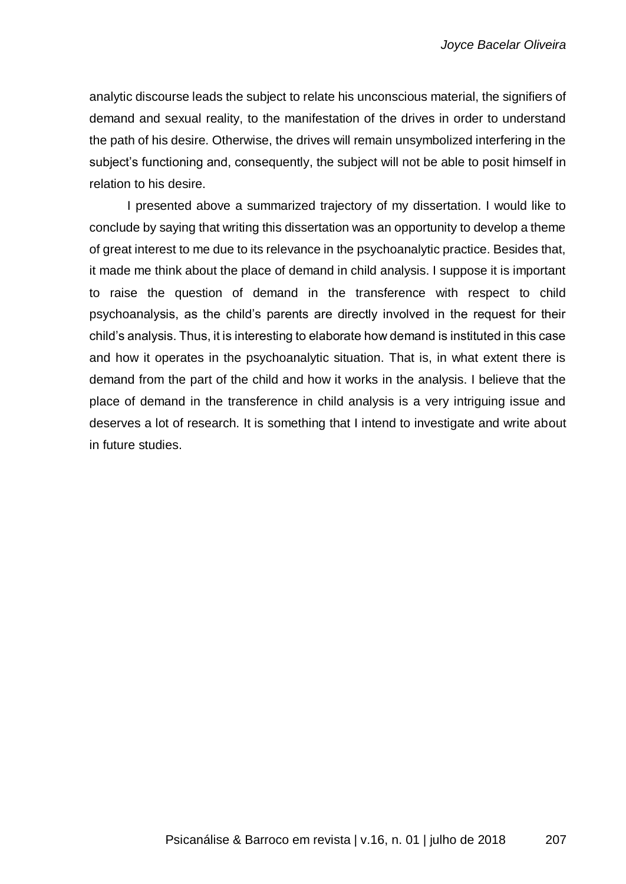analytic discourse leads the subject to relate his unconscious material, the signifiers of demand and sexual reality, to the manifestation of the drives in order to understand the path of his desire. Otherwise, the drives will remain unsymbolized interfering in the subject's functioning and, consequently, the subject will not be able to posit himself in relation to his desire.

I presented above a summarized trajectory of my dissertation. I would like to conclude by saying that writing this dissertation was an opportunity to develop a theme of great interest to me due to its relevance in the psychoanalytic practice. Besides that, it made me think about the place of demand in child analysis. I suppose it is important to raise the question of demand in the transference with respect to child psychoanalysis, as the child's parents are directly involved in the request for their child's analysis. Thus, it is interesting to elaborate how demand is instituted in this case and how it operates in the psychoanalytic situation. That is, in what extent there is demand from the part of the child and how it works in the analysis. I believe that the place of demand in the transference in child analysis is a very intriguing issue and deserves a lot of research. It is something that I intend to investigate and write about in future studies.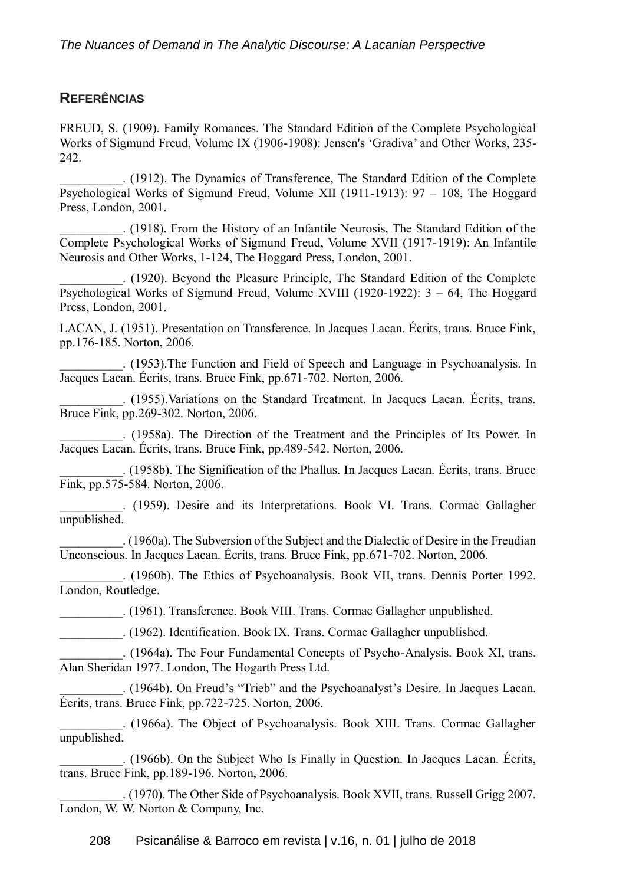## REFERÊNCIAS

FREUD, S. (1909). Family Romances. The Standard Edition of the Complete Psychological Works of Sigmund Freud, Volume IX (1906-1908): Jensen's 'Gradiva' and Other Works, 235-242.

__________. (1912). The Dynamics of Transference, The Standard Edition of the Complete Psychological Works of Sigmund Freud, Volume XII (1911-1913): 97 – 108, The Hoggard Press, London, 2001.

__________. (1918). From the History of an Infantile Neurosis, The Standard Edition of the Complete Psychological Works of Sigmund Freud, Volume XVII (1917-1919): An Infantile Neurosis and Other Works, 1-124, The Hoggard Press, London, 2001.

__________. (1920). Beyond the Pleasure Principle, The Standard Edition of the Complete Psychological Works of Sigmund Freud, Volume XVIII (1920-1922): 3 – 64, The Hoggard Press, London, 2001.

LACAN, J. (1951). Presentation on Transference. In Jacques Lacan. Écrits, trans. Bruce Fink, pp.176-185. Norton, 2006.

__________. (1953).The Function and Field of Speech and Language in Psychoanalysis. In Jacques Lacan. Écrits, trans. Bruce Fink, pp.671-702. Norton, 2006.

__________. (1955).Variations on the Standard Treatment. In Jacques Lacan. Écrits, trans. Bruce Fink, pp.269-302. Norton, 2006.

__________. (1958a). The Direction of the Treatment and the Principles of Its Power. In Jacques Lacan. Écrits, trans. Bruce Fink, pp.489-542. Norton, 2006.

__________. (1958b). The Signification of the Phallus. In Jacques Lacan. Écrits, trans. Bruce Fink, pp.575-584. Norton, 2006.

__________. (1959). Desire and its Interpretations. Book VI. Trans. Cormac Gallagher unpublished.

__________. (1960a). The Subversion of the Subject and the Dialectic of Desire in the Freudian Unconscious. In Jacques Lacan. Écrits, trans. Bruce Fink, pp.671-702. Norton, 2006.

__________. (1960b). The Ethics of Psychoanalysis. Book VII, trans. Dennis Porter 1992. London, Routledge.

__________. (1961). Transference. Book VIII. Trans. Cormac Gallagher unpublished.

__________. (1962). Identification. Book IX. Trans. Cormac Gallagher unpublished.

__________. (1964a). The Four Fundamental Concepts of Psycho-Analysis. Book XI, trans. Alan Sheridan 1977. London, The Hogarth Press Ltd.

__________. (1964b). On Freud's "Trieb" and the Psychoanalyst's Desire. In Jacques Lacan. Écrits, trans. Bruce Fink, pp.722-725. Norton, 2006.

__________. (1966a). The Object of Psychoanalysis. Book XIII. Trans. Cormac Gallagher unpublished.

__________. (1966b). On the Subject Who Is Finally in Question. In Jacques Lacan. Écrits, trans. Bruce Fink, pp.189-196. Norton, 2006.

__________. (1970). The Other Side of Psychoanalysis. Book XVII, trans. Russell Grigg 2007. London, W. W. Norton & Company, Inc.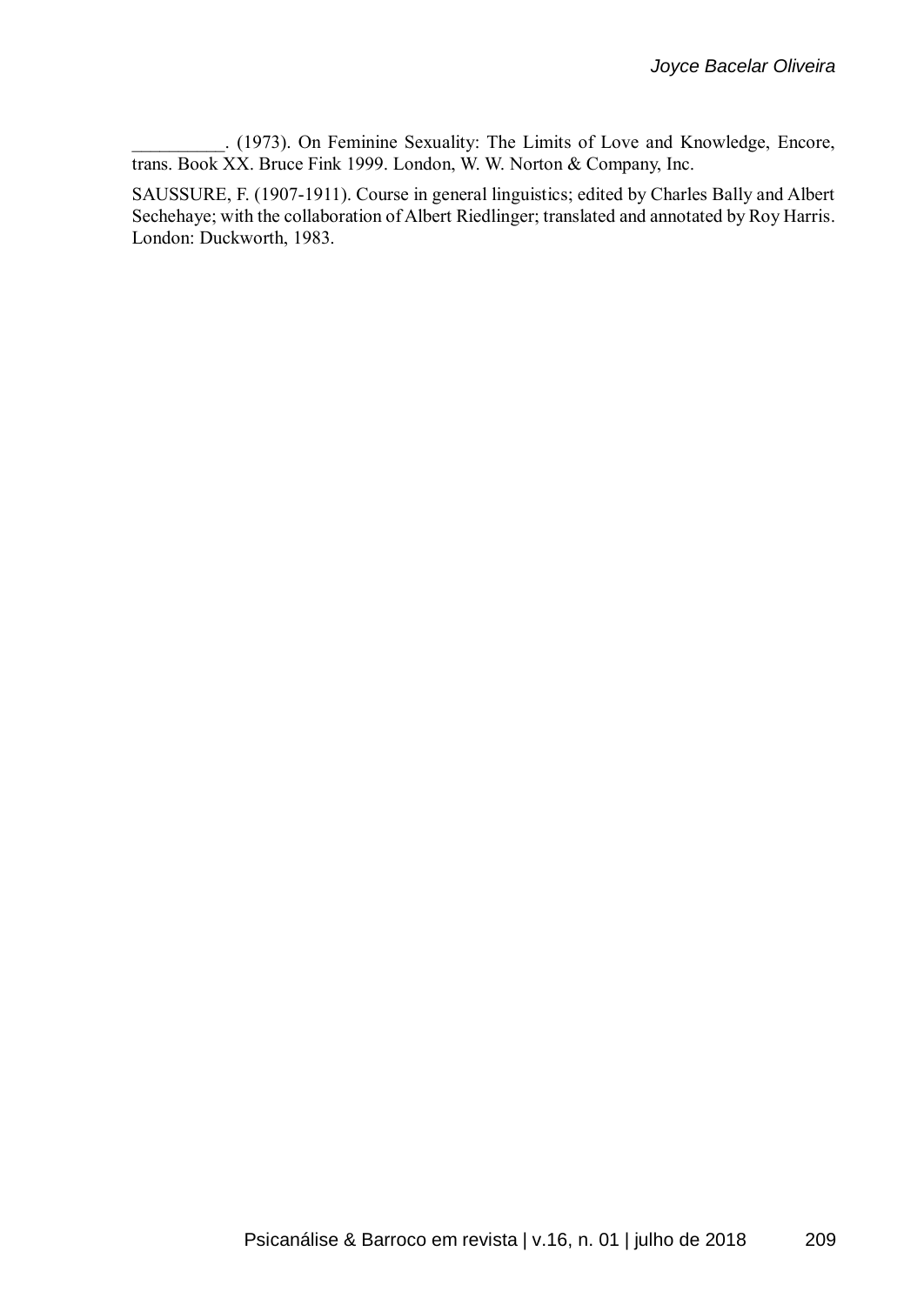__________. (1973). On Feminine Sexuality: The Limits of Love and Knowledge, Encore, trans. Book XX. Bruce Fink 1999. London, W. W. Norton & Company, Inc.

SAUSSURE, F. (1907-1911). Course in general linguistics; edited by Charles Bally and Albert Sechehaye; with the collaboration of Albert Riedlinger; translated and annotated by Roy Harris. London: Duckworth, 1983.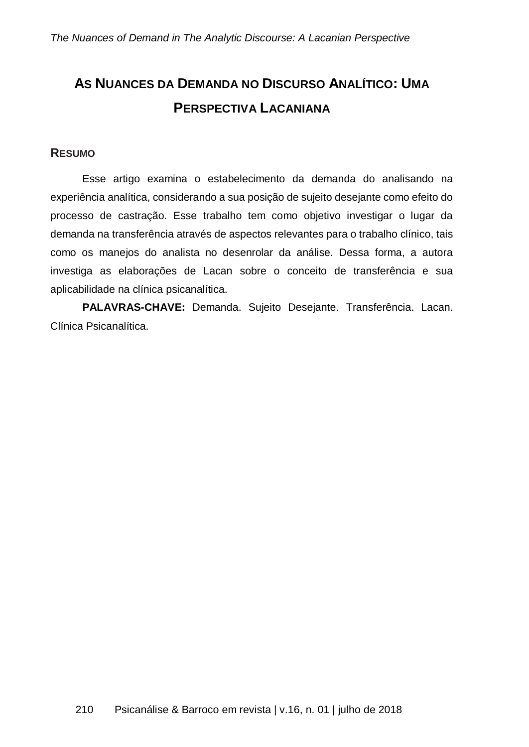# As Nuances da Demanda no Discurso Analítico: Uma Perspectiva Lacaniana

## Resumo

Esse artigo examina o estabelecimento da demanda do analisando na experiência analítica, considerando a sua posição de sujeito desejante como efeito do processo de castração. Esse trabalho tem como objetivo investigar o lugar da demanda na transferência através de aspectos relevantes para o trabalho clínico, tais como os manejos do analista no desenrolar da análise. Dessa forma, a autora investiga as elaborações de Lacan sobre o conceito de transferência e sua aplicabilidade na clínica psicanalítica.

**PALAVRAS-CHAVE:** Demanda. Sujeito Desejante. Transferência. Lacan. Clínica Psicanalítica.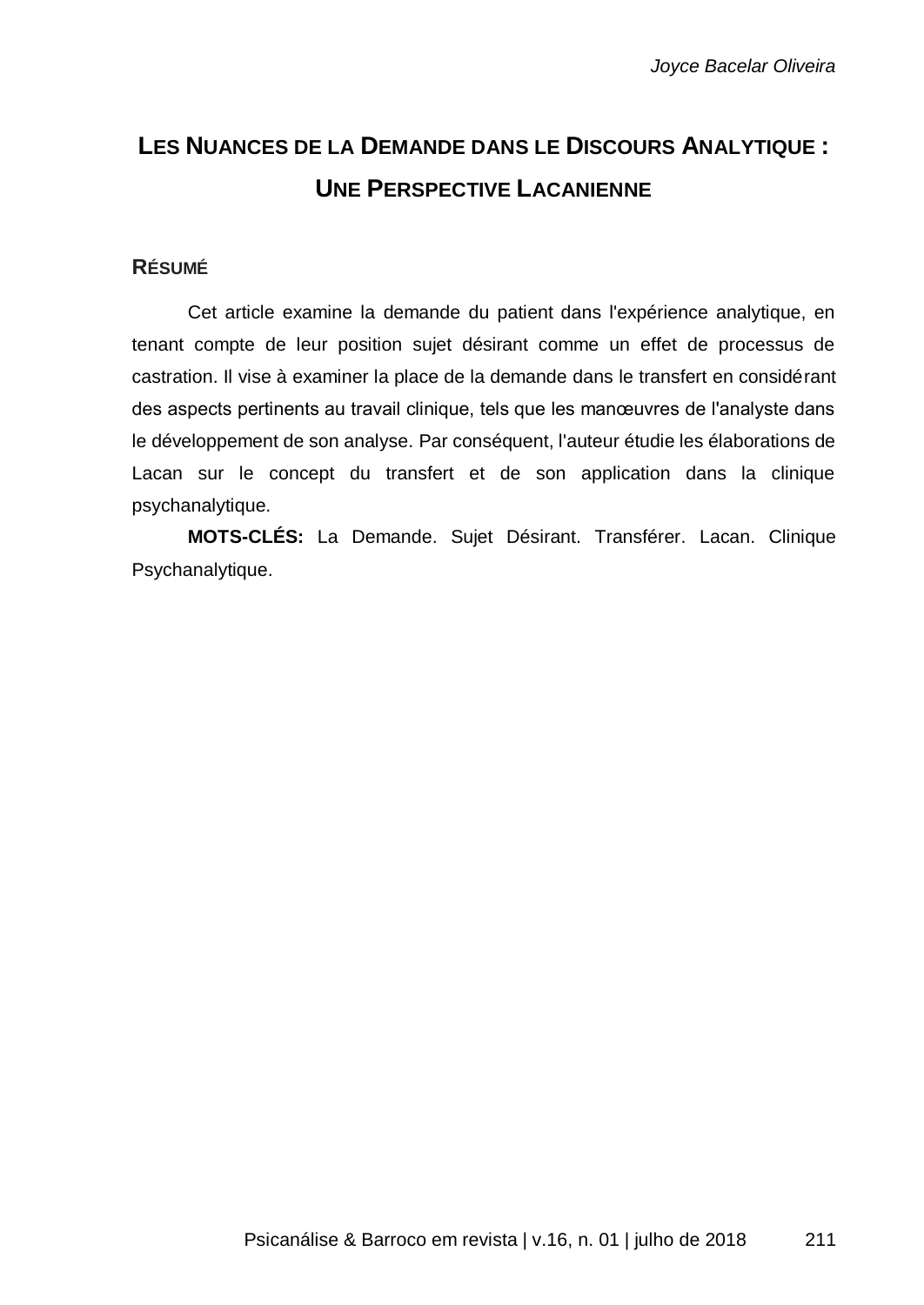Joyce Bacelar Oliveira

# LES NUANCES DE LA DEMANDE DANS LE DISCOURS ANALYTIQUE : UNE PERSPECTIVE LACANIENNE

## RÉSUMÉ

Cet article examine la demande du patient dans l'expérience analytique, en tenant compte de leur position sujet désirant comme un effet de processus de castration. Il vise à examiner la place de la demande dans le transfert en considérant des aspects pertinents au travail clinique, tels que les manœuvres de l'analyste dans le développement de son analyse. Par conséquent, l'auteur étudie les élaborations de Lacan sur le concept du transfert et de son application dans la clinique psychanalytique.

**MOTS-CLÉS:** La Demande. Sujet Désirant. Transférer. Lacan. Clinique Psychanalytique.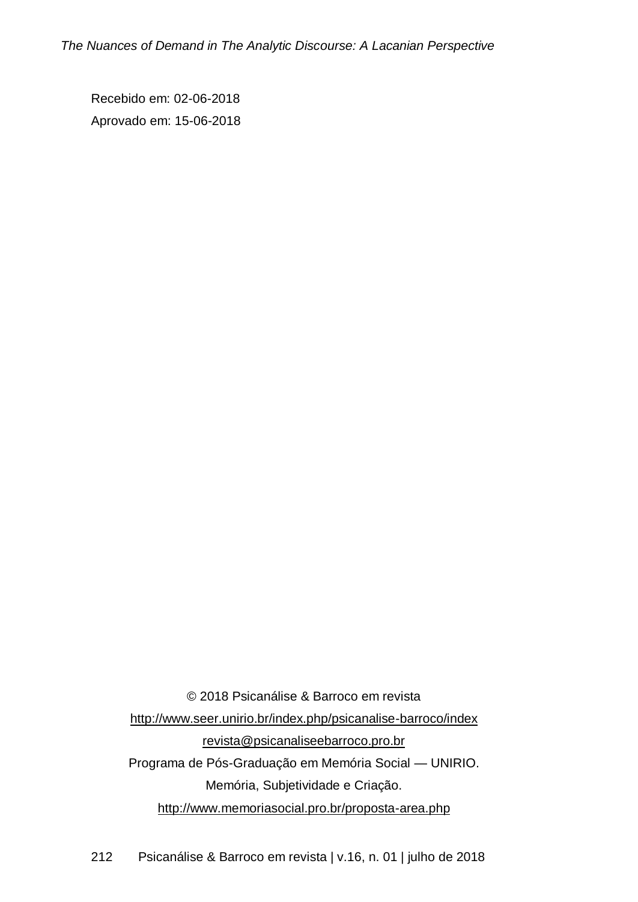Recebido em: 02-06-2018

Aprovado em: 15-06-2018

© 2018 Psicanálise & Barroco em revista

http://www.seer.unirio.br/index.php/psicanalise-barroco/index

revista@psicanaliseebarroco.pro.br

Programa de Pós-Graduação em Memória Social — UNIRIO.

Memória, Subjetividade e Criação.

http://www.memoriasocial.pro.br/proposta-area.php